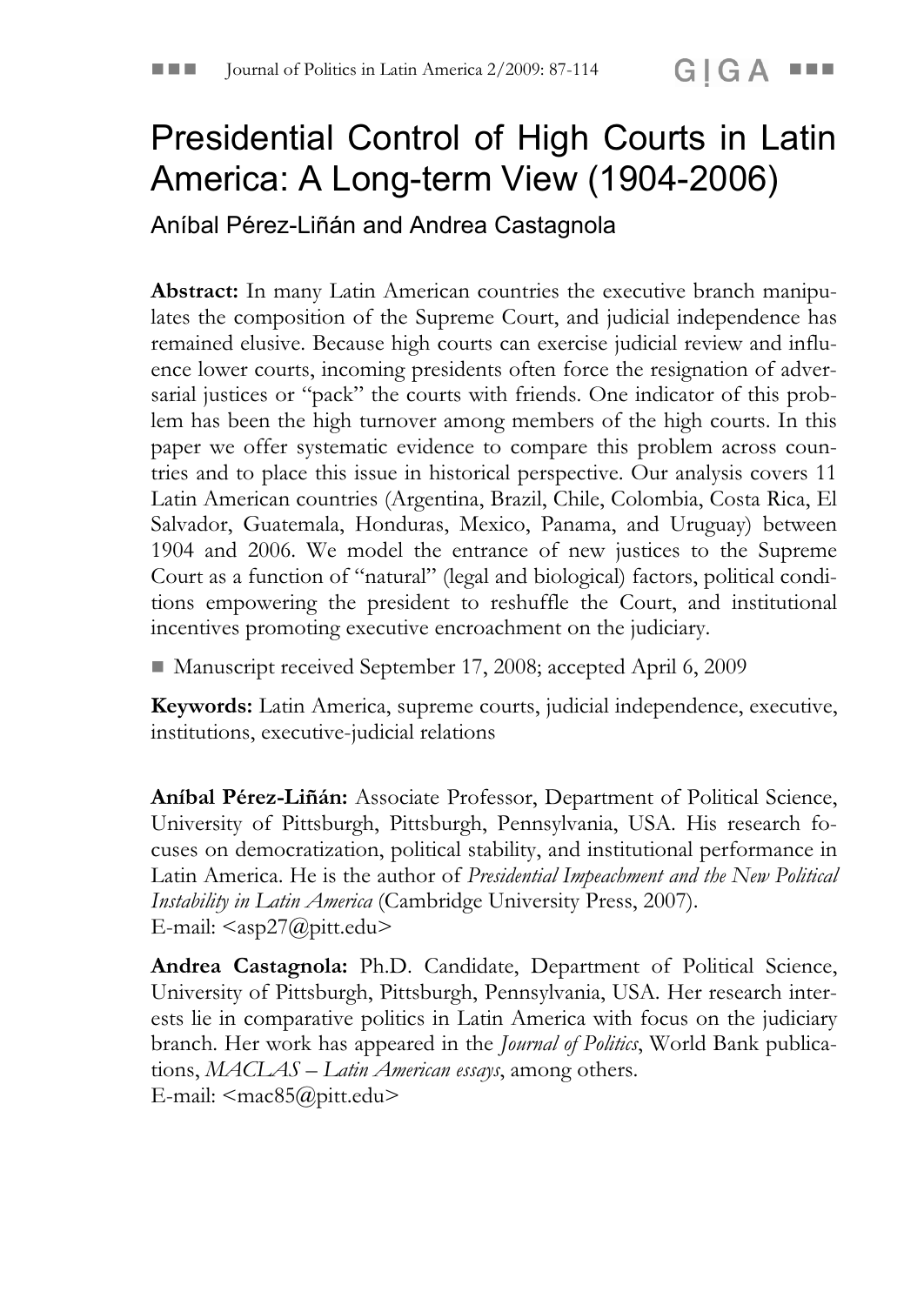# Presidential Control of High Courts in Latin America: A Long-term View (1904-2006)

Aníbal Pérez-Liñán and Andrea Castagnola

**Abstract:** In many Latin American countries the executive branch manipulates the composition of the Supreme Court, and judicial independence has remained elusive. Because high courts can exercise judicial review and influence lower courts, incoming presidents often force the resignation of adversarial justices or "pack" the courts with friends. One indicator of this problem has been the high turnover among members of the high courts. In this paper we offer systematic evidence to compare this problem across countries and to place this issue in historical perspective. Our analysis covers 11 Latin American countries (Argentina, Brazil, Chile, Colombia, Costa Rica, El Salvador, Guatemala, Honduras, Mexico, Panama, and Uruguay) between 1904 and 2006. We model the entrance of new justices to the Supreme Court as a function of "natural" (legal and biological) factors, political conditions empowering the president to reshuffle the Court, and institutional incentives promoting executive encroachment on the judiciary.

■ Manuscript received September 17, 2008; accepted April 6, 2009

**Keywords:** Latin America, supreme courts, judicial independence, executive, institutions, executive-judicial relations

**Aníbal Pérez-Liñán:** Associate Professor, Department of Political Science, University of Pittsburgh, Pittsburgh, Pennsylvania, USA. His research focuses on democratization, political stability, and institutional performance in Latin America. He is the author of *Presidential Impeachment and the New Political Instability in Latin America* (Cambridge University Press, 2007).
E-mail: <asp27@pitt.edu>

**Andrea Castagnola:** Ph.D. Candidate, Department of Political Science, University of Pittsburgh, Pittsburgh, Pennsylvania, USA. Her research interests lie in comparative politics in Latin America with focus on the judiciary branch. Her work has appeared in the *Journal of Politics*, World Bank publications, *MACLAS – Latin American essays*, among others.
E-mail: <mac85@pitt.edu>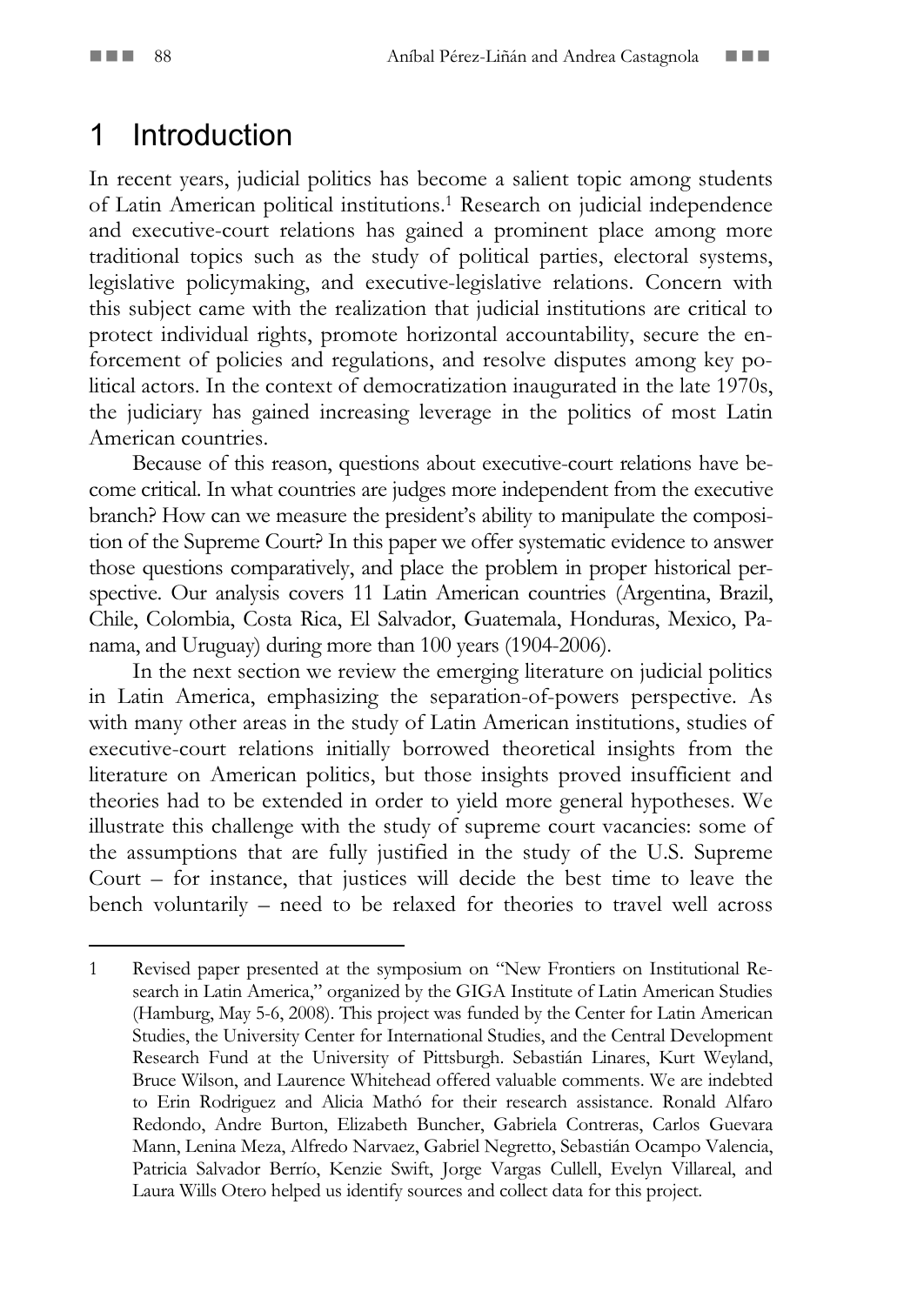# 1 Introduction

In recent years, judicial politics has become a salient topic among students of Latin American political institutions.[1] Research on judicial independence and executive-court relations has gained a prominent place among more traditional topics such as the study of political parties, electoral systems, legislative policymaking, and executive-legislative relations. Concern with this subject came with the realization that judicial institutions are critical to protect individual rights, promote horizontal accountability, secure the enforcement of policies and regulations, and resolve disputes among key political actors. In the context of democratization inaugurated in the late 1970s, the judiciary has gained increasing leverage in the politics of most Latin American countries.

Because of this reason, questions about executive-court relations have become critical. In what countries are judges more independent from the executive branch? How can we measure the president's ability to manipulate the composition of the Supreme Court? In this paper we offer systematic evidence to answer those questions comparatively, and place the problem in proper historical perspective. Our analysis covers 11 Latin American countries (Argentina, Brazil, Chile, Colombia, Costa Rica, El Salvador, Guatemala, Honduras, Mexico, Panama, and Uruguay) during more than 100 years (1904-2006).

In the next section we review the emerging literature on judicial politics in Latin America, emphasizing the separation-of-powers perspective. As with many other areas in the study of Latin American institutions, studies of executive-court relations initially borrowed theoretical insights from the literature on American politics, but those insights proved insufficient and theories had to be extended in order to yield more general hypotheses. We illustrate this challenge with the study of supreme court vacancies: some of the assumptions that are fully justified in the study of the U.S. Supreme Court – for instance, that justices will decide the best time to leave the bench voluntarily – need to be relaxed for theories to travel well across

---

1 Revised paper presented at the symposium on "New Frontiers on Institutional Research in Latin America," organized by the GIGA Institute of Latin American Studies (Hamburg, May 5-6, 2008). This project was funded by the Center for Latin American Studies, the University Center for International Studies, and the Central Development Research Fund at the University of Pittsburgh. Sebastián Linares, Kurt Weyland, Bruce Wilson, and Laurence Whitehead offered valuable comments. We are indebted to Erin Rodriguez and Alicia Mathó for their research assistance. Ronald Alfaro Redondo, Andre Burton, Elizabeth Buncher, Gabriela Contreras, Carlos Guevara Mann, Lenina Meza, Alfredo Narvaez, Gabriel Negretto, Sebastián Ocampo Valencia, Patricia Salvador Berrío, Kenzie Swift, Jorge Vargas Cullell, Evelyn Villareal, and Laura Wills Otero helped us identify sources and collect data for this project.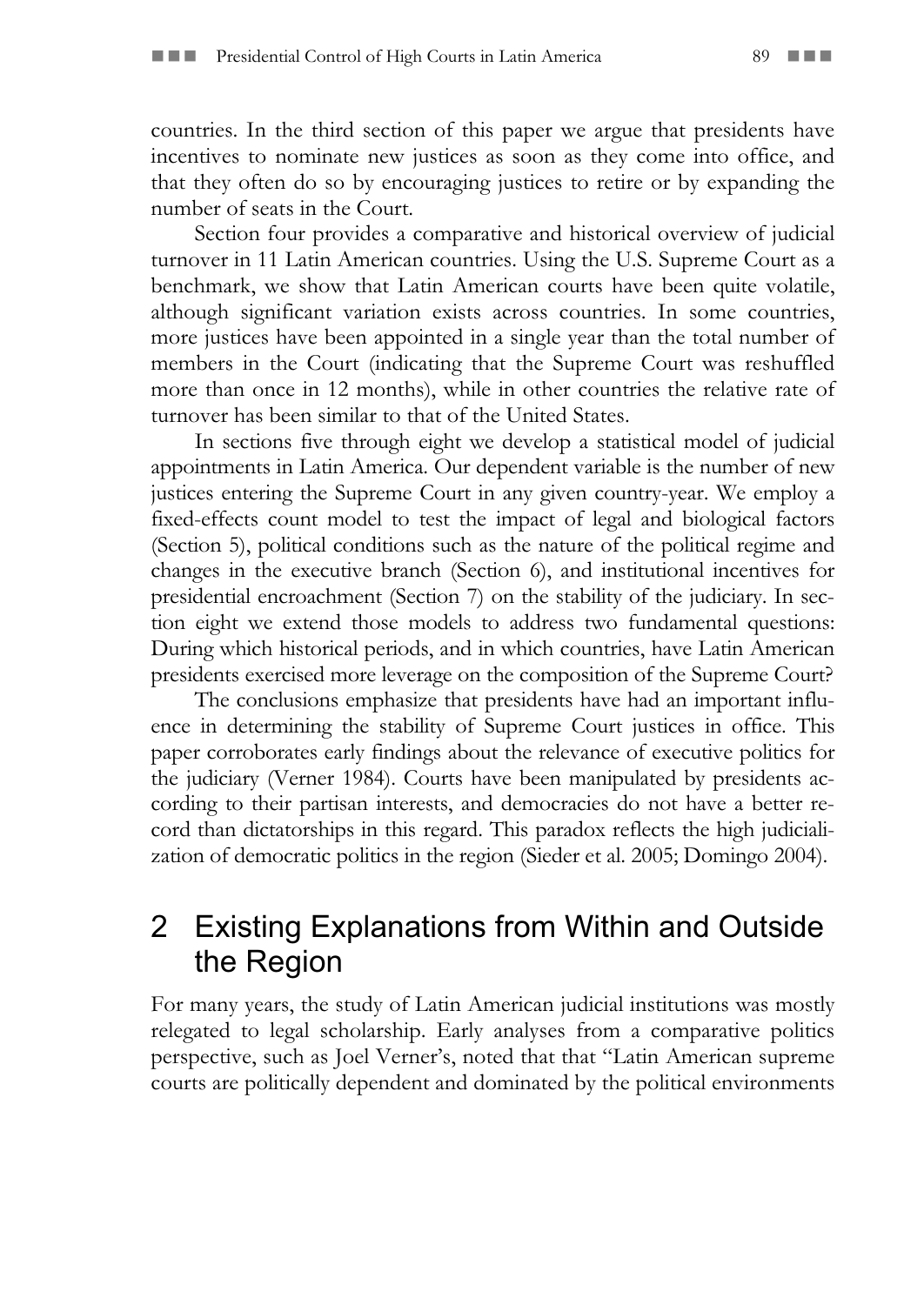countries. In the third section of this paper we argue that presidents have incentives to nominate new justices as soon as they come into office, and that they often do so by encouraging justices to retire or by expanding the number of seats in the Court.

Section four provides a comparative and historical overview of judicial turnover in 11 Latin American countries. Using the U.S. Supreme Court as a benchmark, we show that Latin American courts have been quite volatile, although significant variation exists across countries. In some countries, more justices have been appointed in a single year than the total number of members in the Court (indicating that the Supreme Court was reshuffled more than once in 12 months), while in other countries the relative rate of turnover has been similar to that of the United States.

In sections five through eight we develop a statistical model of judicial appointments in Latin America. Our dependent variable is the number of new justices entering the Supreme Court in any given country-year. We employ a fixed-effects count model to test the impact of legal and biological factors (Section 5), political conditions such as the nature of the political regime and changes in the executive branch (Section 6), and institutional incentives for presidential encroachment (Section 7) on the stability of the judiciary. In section eight we extend those models to address two fundamental questions: During which historical periods, and in which countries, have Latin American presidents exercised more leverage on the composition of the Supreme Court?

The conclusions emphasize that presidents have had an important influence in determining the stability of Supreme Court justices in office. This paper corroborates early findings about the relevance of executive politics for the judiciary (Verner 1984). Courts have been manipulated by presidents according to their partisan interests, and democracies do not have a better record than dictatorships in this regard. This paradox reflects the high judicialization of democratic politics in the region (Sieder et al. 2005; Domingo 2004).

## 2 Existing Explanations from Within and Outside the Region

For many years, the study of Latin American judicial institutions was mostly relegated to legal scholarship. Early analyses from a comparative politics perspective, such as Joel Verner's, noted that that "Latin American supreme courts are politically dependent and dominated by the political environments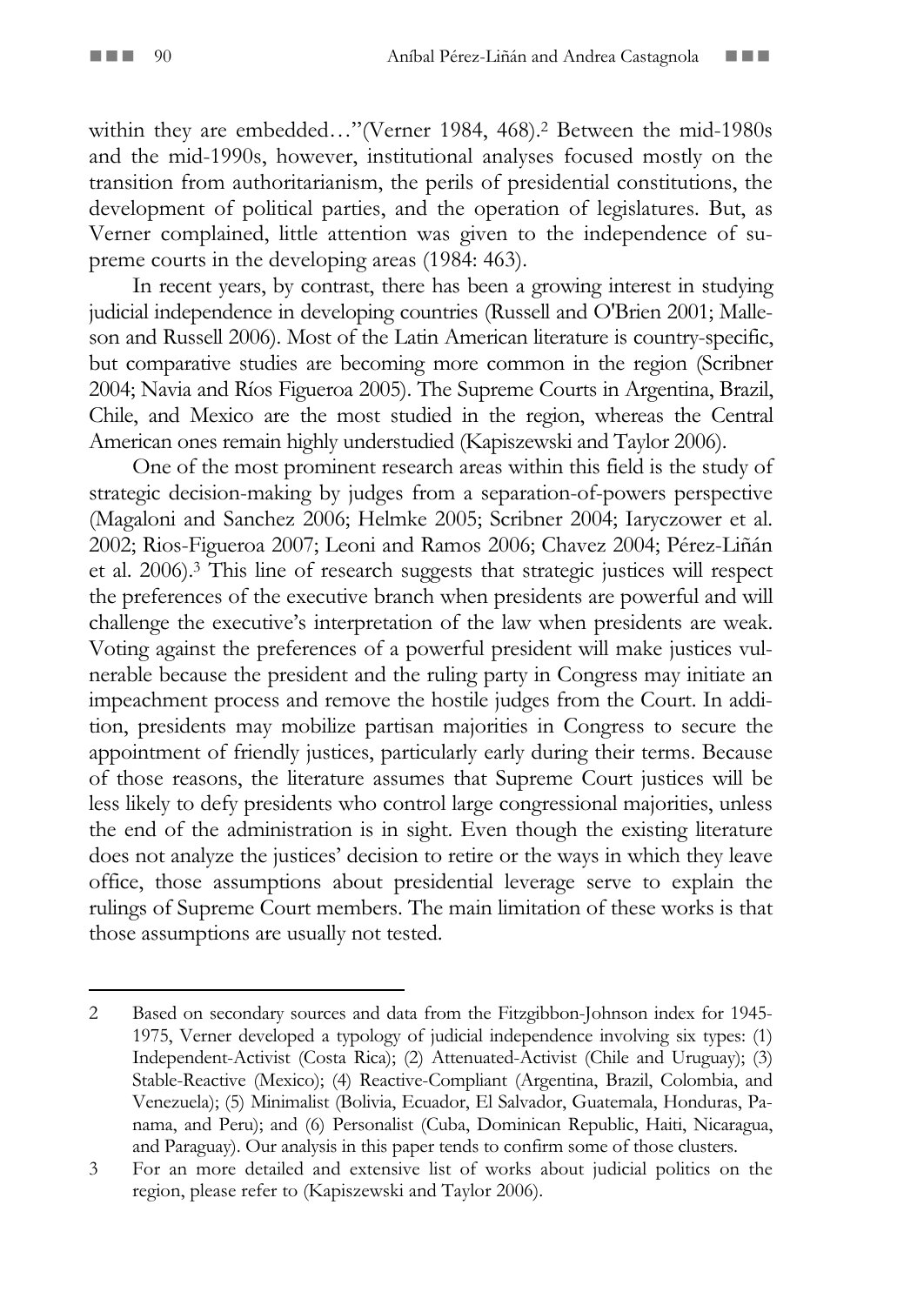within they are embedded…"(Verner 1984, 468).[2] Between the mid-1980s and the mid-1990s, however, institutional analyses focused mostly on the transition from authoritarianism, the perils of presidential constitutions, the development of political parties, and the operation of legislatures. But, as Verner complained, little attention was given to the independence of supreme courts in the developing areas (1984: 463).

In recent years, by contrast, there has been a growing interest in studying judicial independence in developing countries (Russell and O'Brien 2001; Malleson and Russell 2006). Most of the Latin American literature is country-specific, but comparative studies are becoming more common in the region (Scribner 2004; Navia and Ríos Figueroa 2005). The Supreme Courts in Argentina, Brazil, Chile, and Mexico are the most studied in the region, whereas the Central American ones remain highly understudied (Kapiszewski and Taylor 2006).

One of the most prominent research areas within this field is the study of strategic decision-making by judges from a separation-of-powers perspective (Magaloni and Sanchez 2006; Helmke 2005; Scribner 2004; Iaryczower et al. 2002; Rios-Figueroa 2007; Leoni and Ramos 2006; Chavez 2004; Pérez-Liñán et al. 2006).[3] This line of research suggests that strategic justices will respect the preferences of the executive branch when presidents are powerful and will challenge the executive's interpretation of the law when presidents are weak. Voting against the preferences of a powerful president will make justices vulnerable because the president and the ruling party in Congress may initiate an impeachment process and remove the hostile judges from the Court. In addition, presidents may mobilize partisan majorities in Congress to secure the appointment of friendly justices, particularly early during their terms. Because of those reasons, the literature assumes that Supreme Court justices will be less likely to defy presidents who control large congressional majorities, unless the end of the administration is in sight. Even though the existing literature does not analyze the justices' decision to retire or the ways in which they leave office, those assumptions about presidential leverage serve to explain the rulings of Supreme Court members. The main limitation of these works is that those assumptions are usually not tested.

---

2 Based on secondary sources and data from the Fitzgibbon-Johnson index for 1945-1975, Verner developed a typology of judicial independence involving six types: (1) Independent-Activist (Costa Rica); (2) Attenuated-Activist (Chile and Uruguay); (3) Stable-Reactive (Mexico); (4) Reactive-Compliant (Argentina, Brazil, Colombia, and Venezuela); (5) Minimalist (Bolivia, Ecuador, El Salvador, Guatemala, Honduras, Panama, and Peru); and (6) Personalist (Cuba, Dominican Republic, Haiti, Nicaragua, and Paraguay). Our analysis in this paper tends to confirm some of those clusters.

3 For an more detailed and extensive list of works about judicial politics on the region, please refer to (Kapiszewski and Taylor 2006).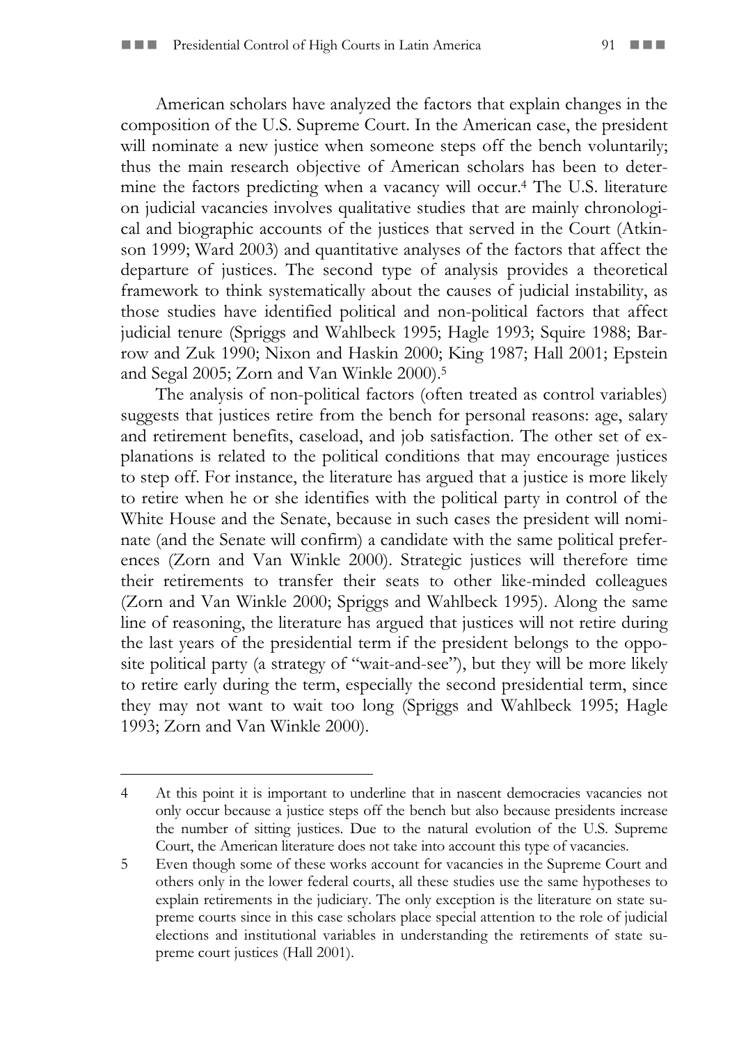American scholars have analyzed the factors that explain changes in the composition of the U.S. Supreme Court. In the American case, the president will nominate a new justice when someone steps off the bench voluntarily; thus the main research objective of American scholars has been to determine the factors predicting when a vacancy will occur.[4] The U.S. literature on judicial vacancies involves qualitative studies that are mainly chronological and biographic accounts of the justices that served in the Court (Atkinson 1999; Ward 2003) and quantitative analyses of the factors that affect the departure of justices. The second type of analysis provides a theoretical framework to think systematically about the causes of judicial instability, as those studies have identified political and non-political factors that affect judicial tenure (Spriggs and Wahlbeck 1995; Hagle 1993; Squire 1988; Barrow and Zuk 1990; Nixon and Haskin 2000; King 1987; Hall 2001; Epstein and Segal 2005; Zorn and Van Winkle 2000).[5]

The analysis of non-political factors (often treated as control variables) suggests that justices retire from the bench for personal reasons: age, salary and retirement benefits, caseload, and job satisfaction. The other set of explanations is related to the political conditions that may encourage justices to step off. For instance, the literature has argued that a justice is more likely to retire when he or she identifies with the political party in control of the White House and the Senate, because in such cases the president will nominate (and the Senate will confirm) a candidate with the same political preferences (Zorn and Van Winkle 2000). Strategic justices will therefore time their retirements to transfer their seats to other like-minded colleagues (Zorn and Van Winkle 2000; Spriggs and Wahlbeck 1995). Along the same line of reasoning, the literature has argued that justices will not retire during the last years of the presidential term if the president belongs to the opposite political party (a strategy of "wait-and-see"), but they will be more likely to retire early during the term, especially the second presidential term, since they may not want to wait too long (Spriggs and Wahlbeck 1995; Hagle 1993; Zorn and Van Winkle 2000).

---

4 At this point it is important to underline that in nascent democracies vacancies not only occur because a justice steps off the bench but also because presidents increase the number of sitting justices. Due to the natural evolution of the U.S. Supreme Court, the American literature does not take into account this type of vacancies.

5 Even though some of these works account for vacancies in the Supreme Court and others only in the lower federal courts, all these studies use the same hypotheses to explain retirements in the judiciary. The only exception is the literature on state supreme courts since in this case scholars place special attention to the role of judicial elections and institutional variables in understanding the retirements of state supreme court justices (Hall 2001).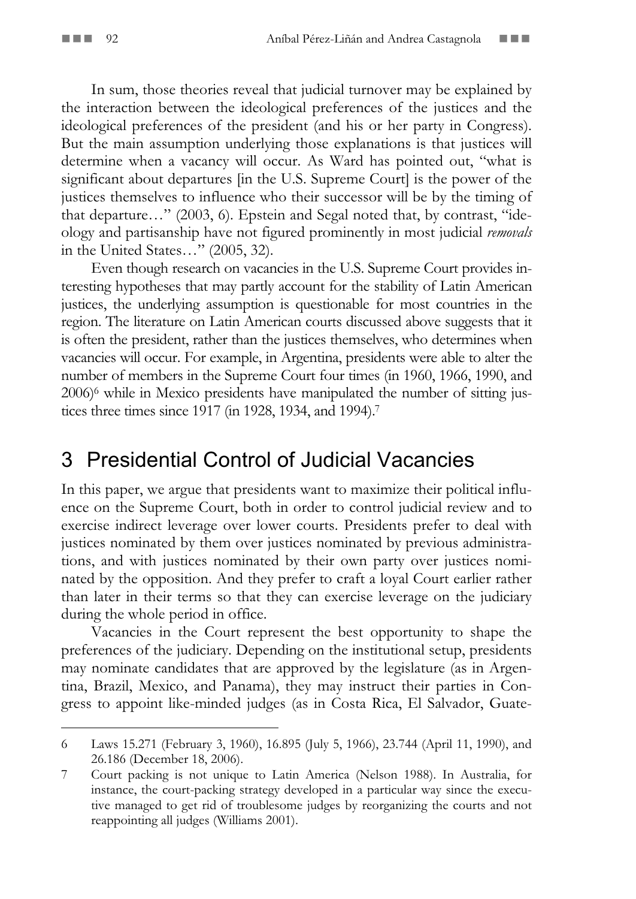In sum, those theories reveal that judicial turnover may be explained by the interaction between the ideological preferences of the justices and the ideological preferences of the president (and his or her party in Congress). But the main assumption underlying those explanations is that justices will determine when a vacancy will occur. As Ward has pointed out, "what is significant about departures [in the U.S. Supreme Court] is the power of the justices themselves to influence who their successor will be by the timing of that departure…" (2003, 6). Epstein and Segal noted that, by contrast, "ideology and partisanship have not figured prominently in most judicial *removals* in the United States…" (2005, 32).

Even though research on vacancies in the U.S. Supreme Court provides interesting hypotheses that may partly account for the stability of Latin American justices, the underlying assumption is questionable for most countries in the region. The literature on Latin American courts discussed above suggests that it is often the president, rather than the justices themselves, who determines when vacancies will occur. For example, in Argentina, presidents were able to alter the number of members in the Supreme Court four times (in 1960, 1966, 1990, and 2006)[6] while in Mexico presidents have manipulated the number of sitting justices three times since 1917 (in 1928, 1934, and 1994).[7]

## 3 Presidential Control of Judicial Vacancies

In this paper, we argue that presidents want to maximize their political influence on the Supreme Court, both in order to control judicial review and to exercise indirect leverage over lower courts. Presidents prefer to deal with justices nominated by them over justices nominated by previous administrations, and with justices nominated by their own party over justices nominated by the opposition. And they prefer to craft a loyal Court earlier rather than later in their terms so that they can exercise leverage on the judiciary during the whole period in office.

Vacancies in the Court represent the best opportunity to shape the preferences of the judiciary. Depending on the institutional setup, presidents may nominate candidates that are approved by the legislature (as in Argentina, Brazil, Mexico, and Panama), they may instruct their parties in Congress to appoint like-minded judges (as in Costa Rica, El Salvador, Guate-

---

6 Laws 15.271 (February 3, 1960), 16.895 (July 5, 1966), 23.744 (April 11, 1990), and 26.186 (December 18, 2006).

7 Court packing is not unique to Latin America (Nelson 1988). In Australia, for instance, the court-packing strategy developed in a particular way since the executive managed to get rid of troublesome judges by reorganizing the courts and not reappointing all judges (Williams 2001).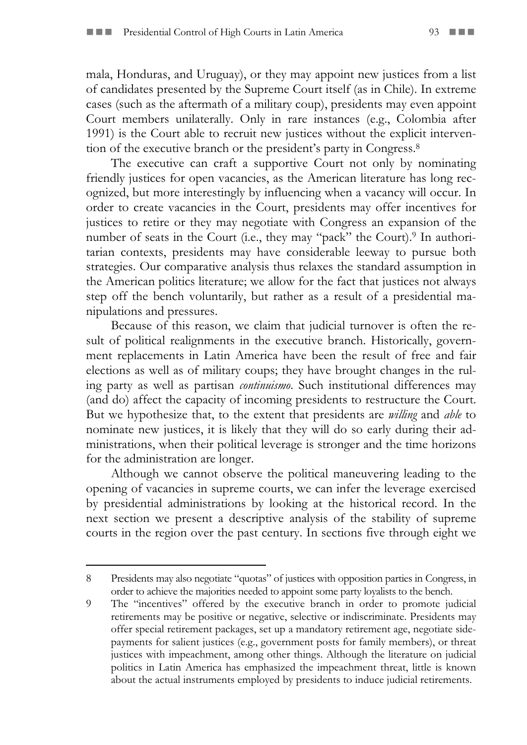mala, Honduras, and Uruguay), or they may appoint new justices from a list of candidates presented by the Supreme Court itself (as in Chile). In extreme cases (such as the aftermath of a military coup), presidents may even appoint Court members unilaterally. Only in rare instances (e.g., Colombia after 1991) is the Court able to recruit new justices without the explicit intervention of the executive branch or the president's party in Congress.[8]

The executive can craft a supportive Court not only by nominating friendly justices for open vacancies, as the American literature has long recognized, but more interestingly by influencing when a vacancy will occur. In order to create vacancies in the Court, presidents may offer incentives for justices to retire or they may negotiate with Congress an expansion of the number of seats in the Court (i.e., they may "pack" the Court).[9] In authoritarian contexts, presidents may have considerable leeway to pursue both strategies. Our comparative analysis thus relaxes the standard assumption in the American politics literature; we allow for the fact that justices not always step off the bench voluntarily, but rather as a result of a presidential manipulations and pressures.

Because of this reason, we claim that judicial turnover is often the result of political realignments in the executive branch. Historically, government replacements in Latin America have been the result of free and fair elections as well as of military coups; they have brought changes in the ruling party as well as partisan *continuismo*. Such institutional differences may (and do) affect the capacity of incoming presidents to restructure the Court. But we hypothesize that, to the extent that presidents are *willing* and *able* to nominate new justices, it is likely that they will do so early during their administrations, when their political leverage is stronger and the time horizons for the administration are longer.

Although we cannot observe the political maneuvering leading to the opening of vacancies in supreme courts, we can infer the leverage exercised by presidential administrations by looking at the historical record. In the next section we present a descriptive analysis of the stability of supreme courts in the region over the past century. In sections five through eight we

---

8 Presidents may also negotiate "quotas" of justices with opposition parties in Congress, in order to achieve the majorities needed to appoint some party loyalists to the bench.

9 The "incentives" offered by the executive branch in order to promote judicial retirements may be positive or negative, selective or indiscriminate. Presidents may offer special retirement packages, set up a mandatory retirement age, negotiate side-payments for salient justices (e.g., government posts for family members), or threat justices with impeachment, among other things. Although the literature on judicial politics in Latin America has emphasized the impeachment threat, little is known about the actual instruments employed by presidents to induce judicial retirements.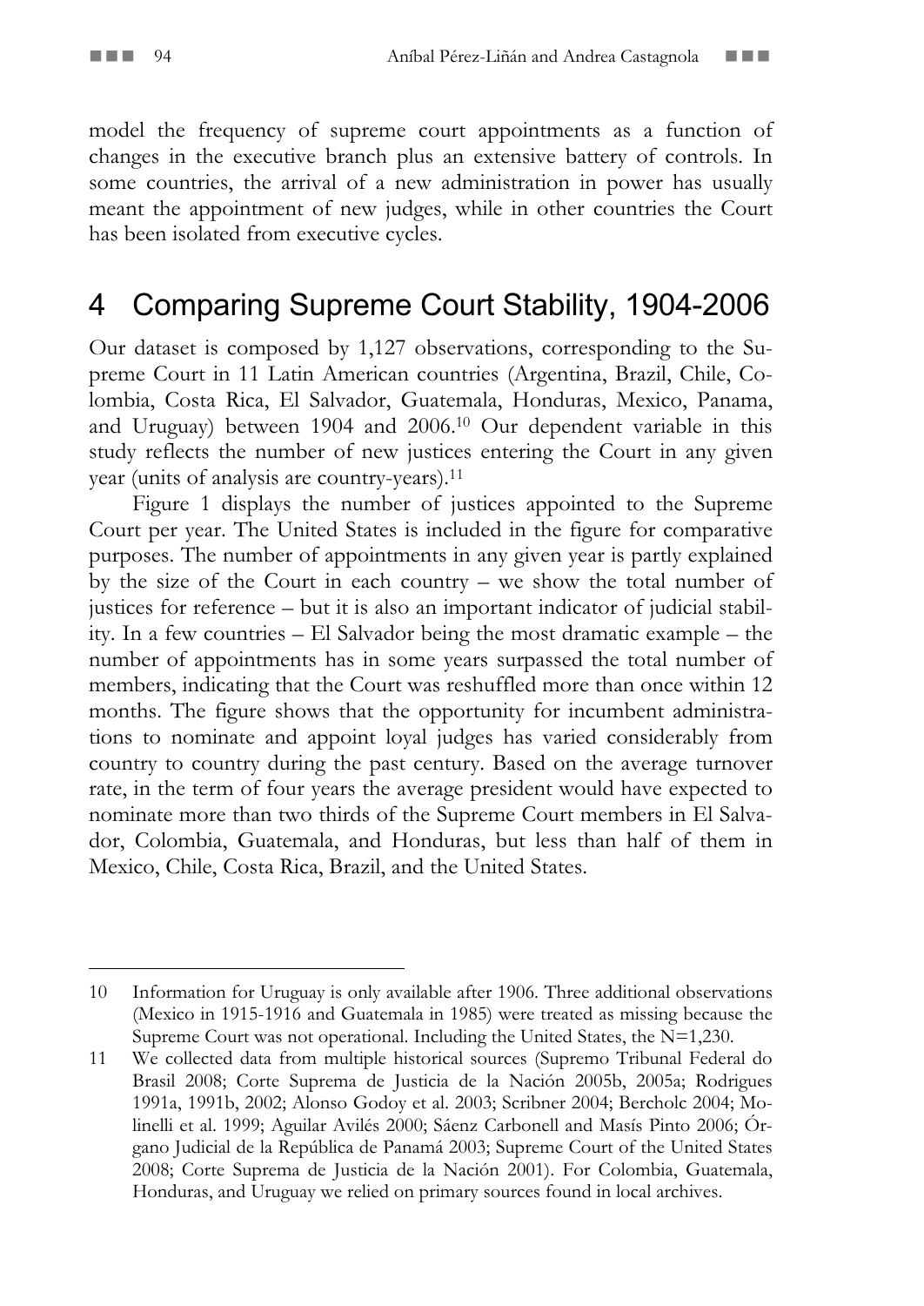model the frequency of supreme court appointments as a function of changes in the executive branch plus an extensive battery of controls. In some countries, the arrival of a new administration in power has usually meant the appointment of new judges, while in other countries the Court has been isolated from executive cycles.

## 4 Comparing Supreme Court Stability, 1904-2006

Our dataset is composed by 1,127 observations, corresponding to the Supreme Court in 11 Latin American countries (Argentina, Brazil, Chile, Colombia, Costa Rica, El Salvador, Guatemala, Honduras, Mexico, Panama, and Uruguay) between 1904 and 2006.[10] Our dependent variable in this study reflects the number of new justices entering the Court in any given year (units of analysis are country-years).[11]

Figure 1 displays the number of justices appointed to the Supreme Court per year. The United States is included in the figure for comparative purposes. The number of appointments in any given year is partly explained by the size of the Court in each country – we show the total number of justices for reference – but it is also an important indicator of judicial stability. In a few countries – El Salvador being the most dramatic example – the number of appointments has in some years surpassed the total number of members, indicating that the Court was reshuffled more than once within 12 months. The figure shows that the opportunity for incumbent administrations to nominate and appoint loyal judges has varied considerably from country to country during the past century. Based on the average turnover rate, in the term of four years the average president would have expected to nominate more than two thirds of the Supreme Court members in El Salvador, Colombia, Guatemala, and Honduras, but less than half of them in Mexico, Chile, Costa Rica, Brazil, and the United States.

---

10 Information for Uruguay is only available after 1906. Three additional observations (Mexico in 1915-1916 and Guatemala in 1985) were treated as missing because the Supreme Court was not operational. Including the United States, the N=1,230.

11 We collected data from multiple historical sources (Supremo Tribunal Federal do Brasil 2008; Corte Suprema de Justicia de la Nación 2005b, 2005a; Rodrigues 1991a, 1991b, 2002; Alonso Godoy et al. 2003; Scribner 2004; Bercholc 2004; Molinelli et al. 1999; Aguilar Avilés 2000; Sáenz Carbonell and Masís Pinto 2006; Órgano Judicial de la República de Panamá 2003; Supreme Court of the United States 2008; Corte Suprema de Justicia de la Nación 2001). For Colombia, Guatemala, Honduras, and Uruguay we relied on primary sources found in local archives.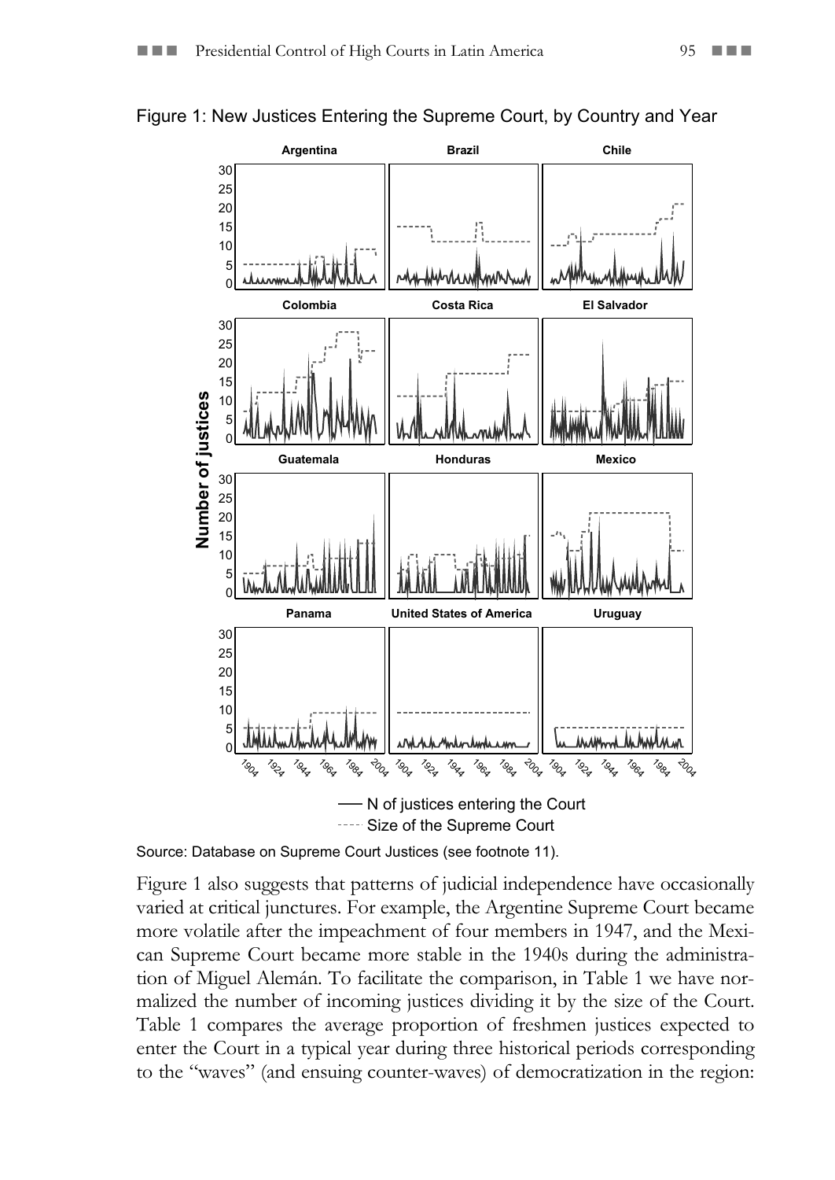Figure 1: New Justices Entering the Supreme Court, by Country and Year

Source: Database on Supreme Court Justices (see footnote 11).

Figure 1 also suggests that patterns of judicial independence have occasionally varied at critical junctures. For example, the Argentine Supreme Court became more volatile after the impeachment of four members in 1947, and the Mexican Supreme Court became more stable in the 1940s during the administration of Miguel Alemán. To facilitate the comparison, in Table 1 we have normalized the number of incoming justices dividing it by the size of the Court. Table 1 compares the average proportion of freshmen justices expected to enter the Court in a typical year during three historical periods corresponding to the "waves" (and ensuing counter-waves) of democratization in the region: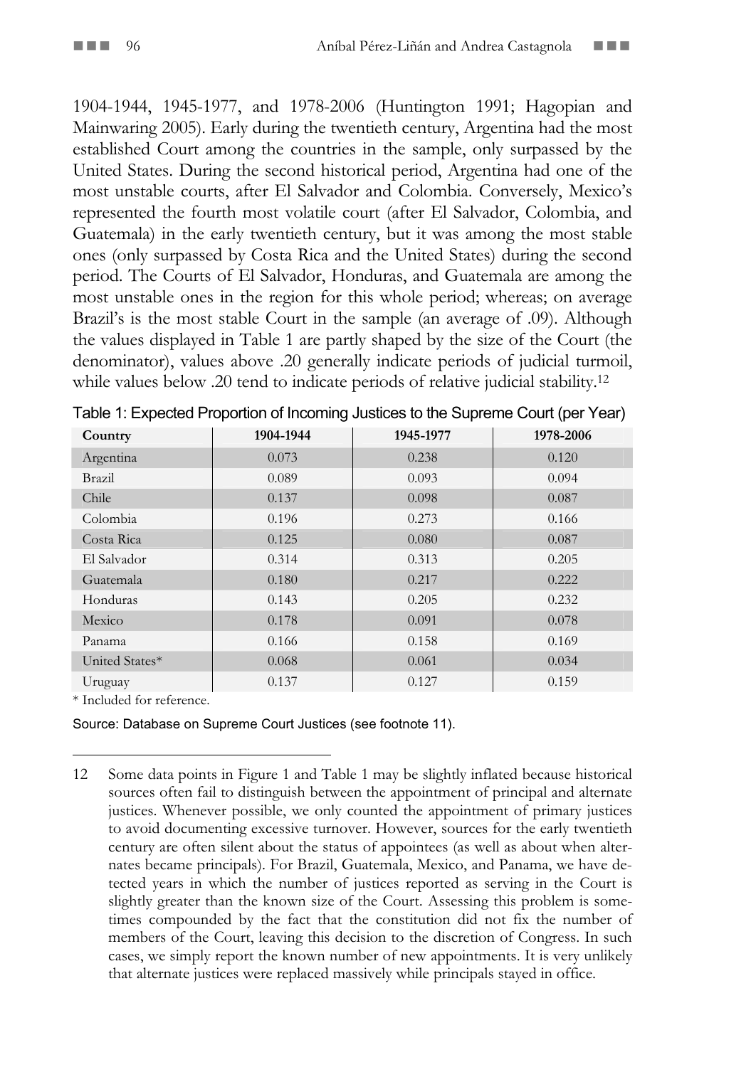1904-1944, 1945-1977, and 1978-2006 (Huntington 1991; Hagopian and Mainwaring 2005). Early during the twentieth century, Argentina had the most established Court among the countries in the sample, only surpassed by the United States. During the second historical period, Argentina had one of the most unstable courts, after El Salvador and Colombia. Conversely, Mexico's represented the fourth most volatile court (after El Salvador, Colombia, and Guatemala) in the early twentieth century, but it was among the most stable ones (only surpassed by Costa Rica and the United States) during the second period. The Courts of El Salvador, Honduras, and Guatemala are among the most unstable ones in the region for this whole period; whereas; on average Brazil's is the most stable Court in the sample (an average of .09). Although the values displayed in Table 1 are partly shaped by the size of the Court (the denominator), values above .20 generally indicate periods of judicial turmoil, while values below .20 tend to indicate periods of relative judicial stability.[12]

Table 1: Expected Proportion of Incoming Justices to the Supreme Court (per Year)

| Country | 1904-1944 | 1945-1977 | 1978-2006 |
|---|---|---|---|
| Argentina | 0.073 | 0.238 | 0.120 |
| Brazil | 0.089 | 0.093 | 0.094 |
| Chile | 0.137 | 0.098 | 0.087 |
| Colombia | 0.196 | 0.273 | 0.166 |
| Costa Rica | 0.125 | 0.080 | 0.087 |
| El Salvador | 0.314 | 0.313 | 0.205 |
| Guatemala | 0.180 | 0.217 | 0.222 |
| Honduras | 0.143 | 0.205 | 0.232 |
| Mexico | 0.178 | 0.091 | 0.078 |
| Panama | 0.166 | 0.158 | 0.169 |
| United States* | 0.068 | 0.061 | 0.034 |
| Uruguay | 0.137 | 0.127 | 0.159 |

\* Included for reference.

Source: Database on Supreme Court Justices (see footnote 11).

---

12 Some data points in Figure 1 and Table 1 may be slightly inflated because historical sources often fail to distinguish between the appointment of principal and alternate justices. Whenever possible, we only counted the appointment of primary justices to avoid documenting excessive turnover. However, sources for the early twentieth century are often silent about the status of appointees (as well as about when alternates became principals). For Brazil, Guatemala, Mexico, and Panama, we have detected years in which the number of justices reported as serving in the Court is slightly greater than the known size of the Court. Assessing this problem is sometimes compounded by the fact that the constitution did not fix the number of members of the Court, leaving this decision to the discretion of Congress. In such cases, we simply report the known number of new appointments. It is very unlikely that alternate justices were replaced massively while principals stayed in office.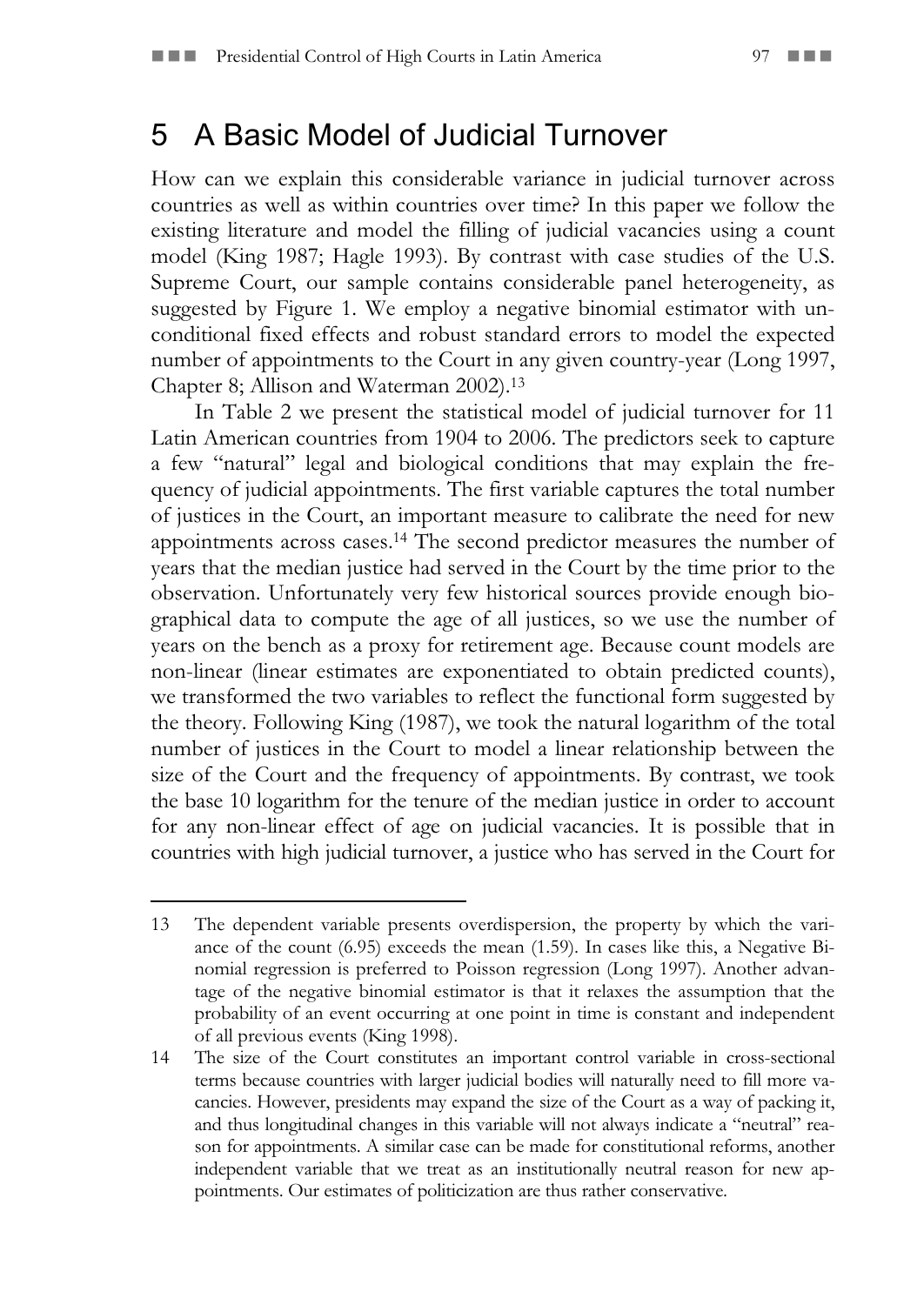## 5 A Basic Model of Judicial Turnover

How can we explain this considerable variance in judicial turnover across countries as well as within countries over time? In this paper we follow the existing literature and model the filling of judicial vacancies using a count model (King 1987; Hagle 1993). By contrast with case studies of the U.S. Supreme Court, our sample contains considerable panel heterogeneity, as suggested by Figure 1. We employ a negative binomial estimator with unconditional fixed effects and robust standard errors to model the expected number of appointments to the Court in any given country-year (Long 1997, Chapter 8; Allison and Waterman 2002).[13]

In Table 2 we present the statistical model of judicial turnover for 11 Latin American countries from 1904 to 2006. The predictors seek to capture a few "natural" legal and biological conditions that may explain the frequency of judicial appointments. The first variable captures the total number of justices in the Court, an important measure to calibrate the need for new appointments across cases.[14] The second predictor measures the number of years that the median justice had served in the Court by the time prior to the observation. Unfortunately very few historical sources provide enough biographical data to compute the age of all justices, so we use the number of years on the bench as a proxy for retirement age. Because count models are non-linear (linear estimates are exponentiated to obtain predicted counts), we transformed the two variables to reflect the functional form suggested by the theory. Following King (1987), we took the natural logarithm of the total number of justices in the Court to model a linear relationship between the size of the Court and the frequency of appointments. By contrast, we took the base 10 logarithm for the tenure of the median justice in order to account for any non-linear effect of age on judicial vacancies. It is possible that in countries with high judicial turnover, a justice who has served in the Court for

---

13 The dependent variable presents overdispersion, the property by which the variance of the count (6.95) exceeds the mean (1.59). In cases like this, a Negative Binomial regression is preferred to Poisson regression (Long 1997). Another advantage of the negative binomial estimator is that it relaxes the assumption that the probability of an event occurring at one point in time is constant and independent of all previous events (King 1998).

14 The size of the Court constitutes an important control variable in cross-sectional terms because countries with larger judicial bodies will naturally need to fill more vacancies. However, presidents may expand the size of the Court as a way of packing it, and thus longitudinal changes in this variable will not always indicate a "neutral" reason for appointments. A similar case can be made for constitutional reforms, another independent variable that we treat as an institutionally neutral reason for new appointments. Our estimates of politicization are thus rather conservative.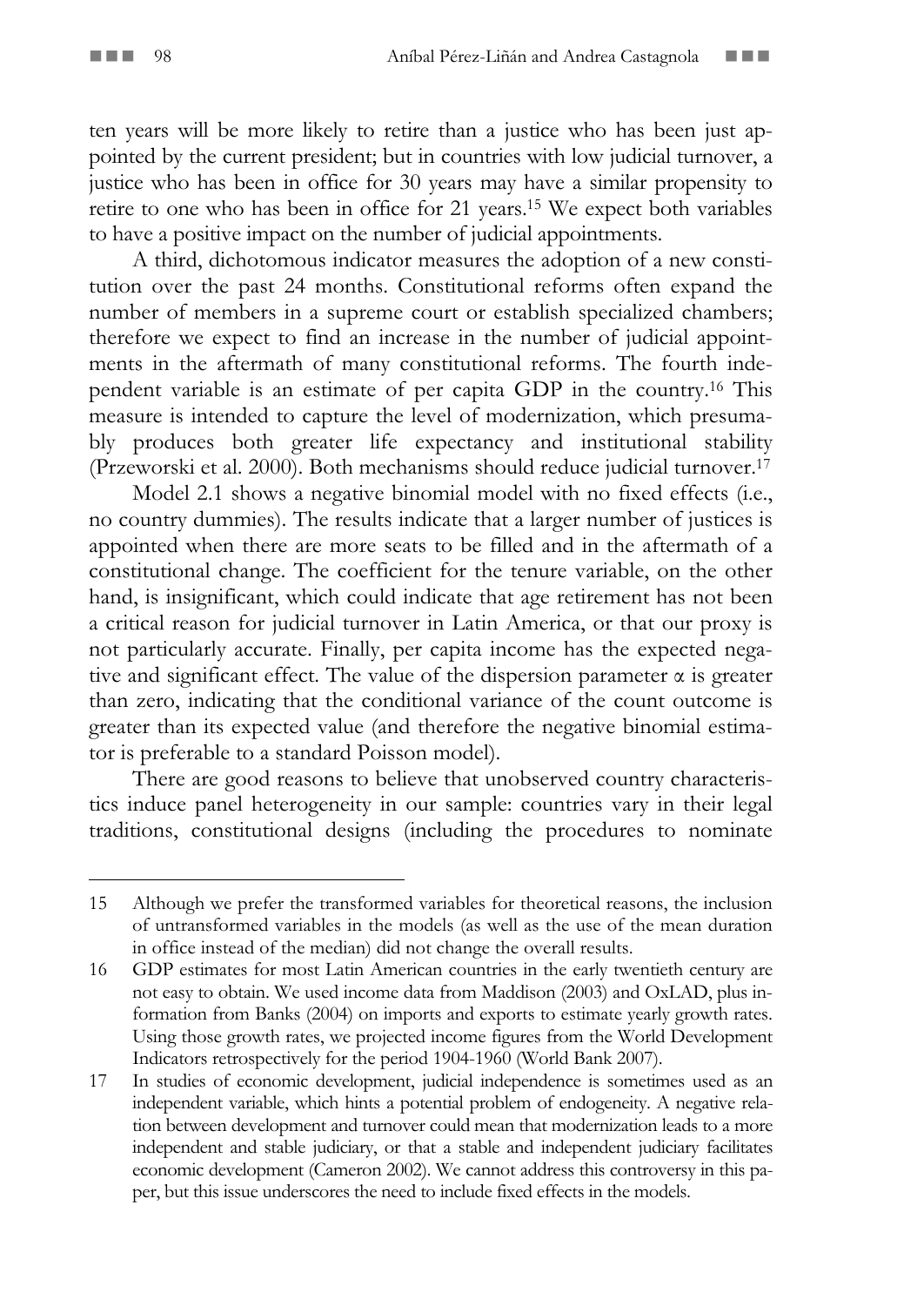ten years will be more likely to retire than a justice who has been just appointed by the current president; but in countries with low judicial turnover, a justice who has been in office for 30 years may have a similar propensity to retire to one who has been in office for 21 years.[15] We expect both variables to have a positive impact on the number of judicial appointments.

A third, dichotomous indicator measures the adoption of a new constitution over the past 24 months. Constitutional reforms often expand the number of members in a supreme court or establish specialized chambers; therefore we expect to find an increase in the number of judicial appointments in the aftermath of many constitutional reforms. The fourth independent variable is an estimate of per capita GDP in the country.[16] This measure is intended to capture the level of modernization, which presumably produces both greater life expectancy and institutional stability (Przeworski et al. 2000). Both mechanisms should reduce judicial turnover.[17]

Model 2.1 shows a negative binomial model with no fixed effects (i.e., no country dummies). The results indicate that a larger number of justices is appointed when there are more seats to be filled and in the aftermath of a constitutional change. The coefficient for the tenure variable, on the other hand, is insignificant, which could indicate that age retirement has not been a critical reason for judicial turnover in Latin America, or that our proxy is not particularly accurate. Finally, per capita income has the expected negative and significant effect. The value of the dispersion parameter $\alpha$ is greater than zero, indicating that the conditional variance of the count outcome is greater than its expected value (and therefore the negative binomial estimator is preferable to a standard Poisson model).

There are good reasons to believe that unobserved country characteristics induce panel heterogeneity in our sample: countries vary in their legal traditions, constitutional designs (including the procedures to nominate

---

15 Although we prefer the transformed variables for theoretical reasons, the inclusion of untransformed variables in the models (as well as the use of the mean duration in office instead of the median) did not change the overall results.

16 GDP estimates for most Latin American countries in the early twentieth century are not easy to obtain. We used income data from Maddison (2003) and OxLAD, plus information from Banks (2004) on imports and exports to estimate yearly growth rates. Using those growth rates, we projected income figures from the World Development Indicators retrospectively for the period 1904-1960 (World Bank 2007).

17 In studies of economic development, judicial independence is sometimes used as an independent variable, which hints a potential problem of endogeneity. A negative relation between development and turnover could mean that modernization leads to a more independent and stable judiciary, or that a stable and independent judiciary facilitates economic development (Cameron 2002). We cannot address this controversy in this paper, but this issue underscores the need to include fixed effects in the models.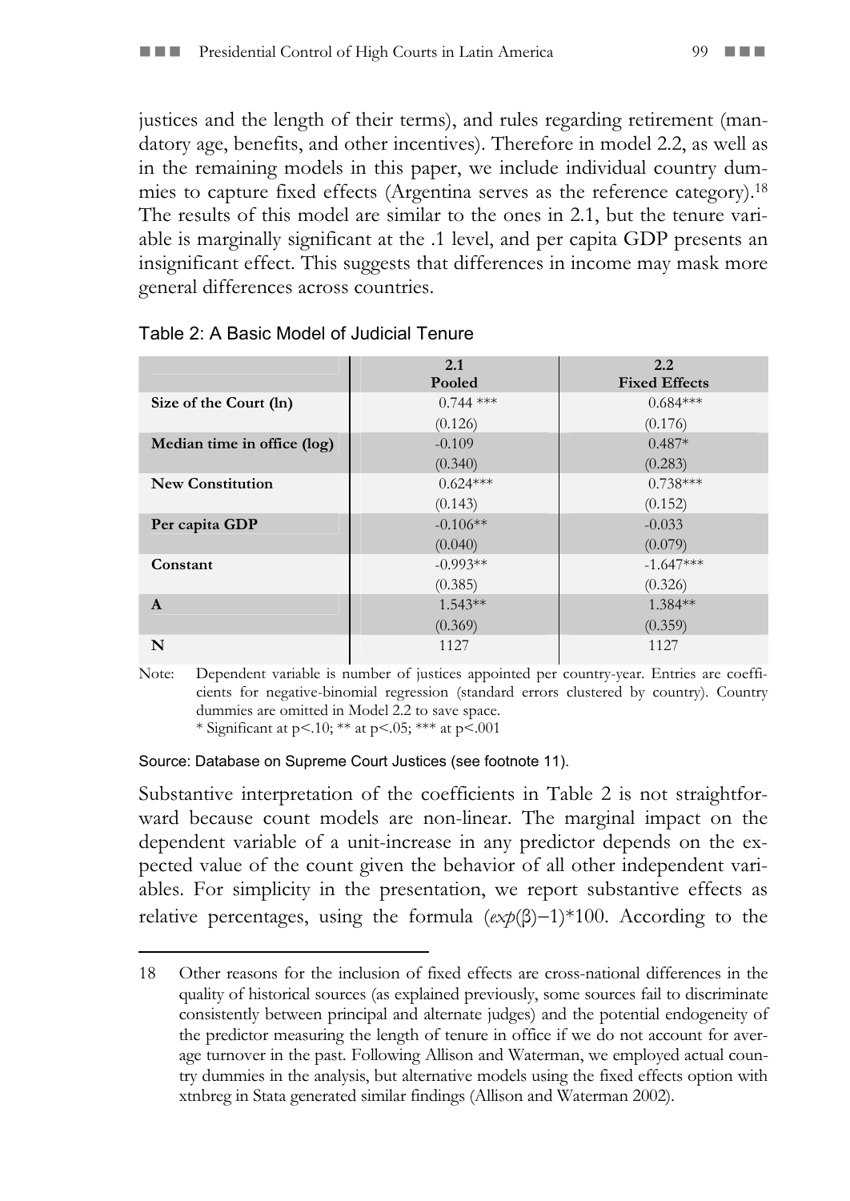justices and the length of their terms), and rules regarding retirement (mandatory age, benefits, and other incentives). Therefore in model 2.2, as well as in the remaining models in this paper, we include individual country dummies to capture fixed effects (Argentina serves as the reference category).[18] The results of this model are similar to the ones in 2.1, but the tenure variable is marginally significant at the .1 level, and per capita GDP presents an insignificant effect. This suggests that differences in income may mask more general differences across countries.

Table 2: A Basic Model of Judicial Tenure

| | 2.1 Pooled | 2.2 Fixed Effects |
|---|---|---|
| **Size of the Court (ln)** | 0.744 *** | 0.684*** |
| | (0.126) | (0.176) |
| **Median time in office (log)** | -0.109 | 0.487* |
| | (0.340) | (0.283) |
| **New Constitution** | 0.624*** | 0.738*** |
| | (0.143) | (0.152) |
| **Per capita GDP** | -0.106** | -0.033 |
| | (0.040) | (0.079) |
| **Constant** | -0.993** | -1.647*** |
| | (0.385) | (0.326) |
| **A** | 1.543** | 1.384** |
| | (0.369) | (0.359) |
| **N** | 1127 | 1127 |

Note: Dependent variable is number of justices appointed per country-year. Entries are coefficients for negative-binomial regression (standard errors clustered by country). Country dummies are omitted in Model 2.2 to save space.
\* Significant at $p<.10$; ** at $p<.05$; *** at $p<.001$

Source: Database on Supreme Court Justices (see footnote 11).

Substantive interpretation of the coefficients in Table 2 is not straightforward because count models are non-linear. The marginal impact on the dependent variable of a unit-increase in any predictor depends on the expected value of the count given the behavior of all other independent variables. For simplicity in the presentation, we report substantive effects as relative percentages, using the formula $(exp(\beta)-1)*100$. According to the

18 Other reasons for the inclusion of fixed effects are cross-national differences in the quality of historical sources (as explained previously, some sources fail to discriminate consistently between principal and alternate judges) and the potential endogeneity of the predictor measuring the length of tenure in office if we do not account for average turnover in the past. Following Allison and Waterman, we employed actual country dummies in the analysis, but alternative models using the fixed effects option with xtnbreg in Stata generated similar findings (Allison and Waterman 2002).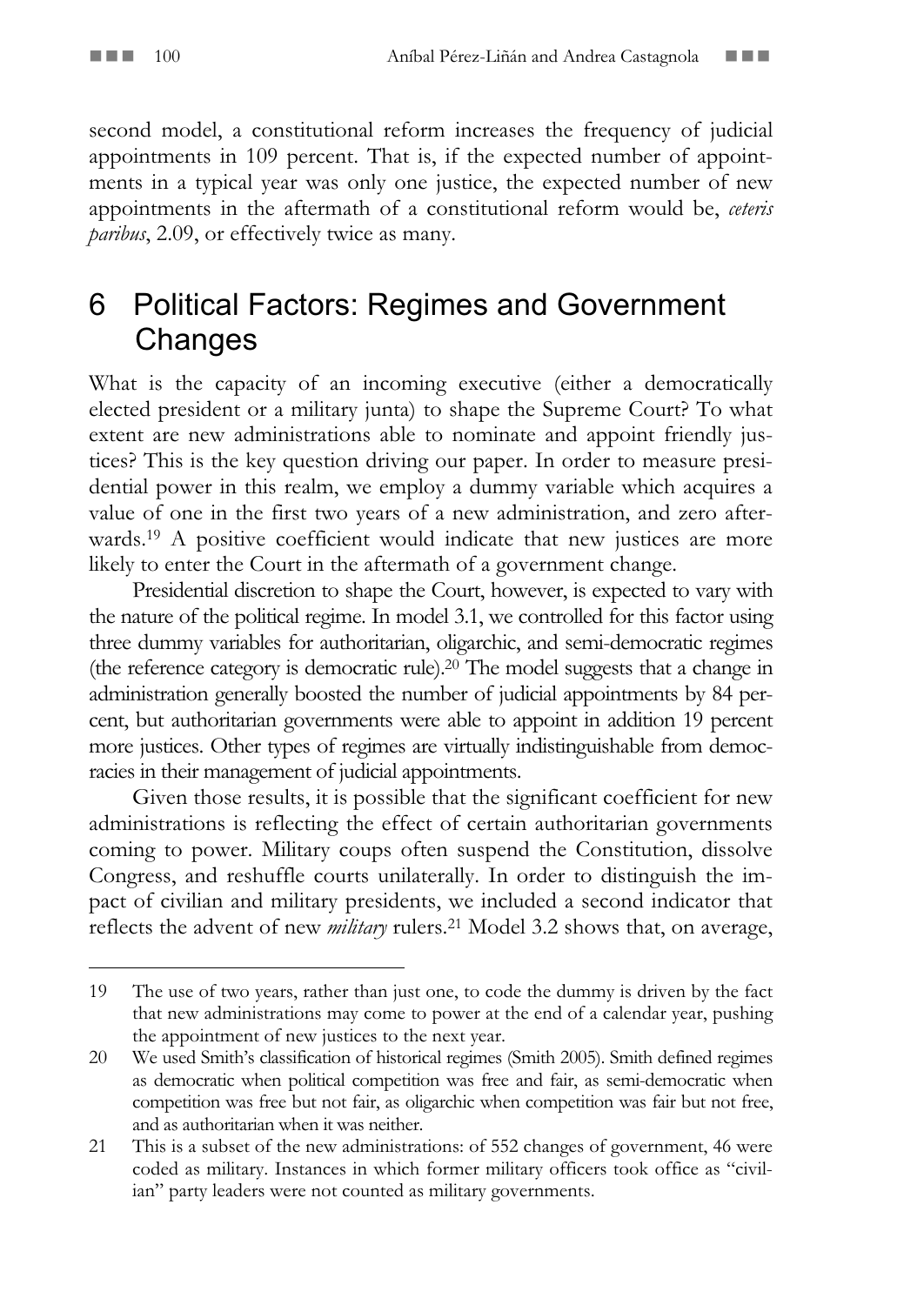second model, a constitutional reform increases the frequency of judicial appointments in 109 percent. That is, if the expected number of appointments in a typical year was only one justice, the expected number of new appointments in the aftermath of a constitutional reform would be, *ceteris paribus*, 2.09, or effectively twice as many.

## 6 Political Factors: Regimes and Government Changes

What is the capacity of an incoming executive (either a democratically elected president or a military junta) to shape the Supreme Court? To what extent are new administrations able to nominate and appoint friendly justices? This is the key question driving our paper. In order to measure presidential power in this realm, we employ a dummy variable which acquires a value of one in the first two years of a new administration, and zero afterwards.[19] A positive coefficient would indicate that new justices are more likely to enter the Court in the aftermath of a government change.

Presidential discretion to shape the Court, however, is expected to vary with the nature of the political regime. In model 3.1, we controlled for this factor using three dummy variables for authoritarian, oligarchic, and semi-democratic regimes (the reference category is democratic rule).[20] The model suggests that a change in administration generally boosted the number of judicial appointments by 84 percent, but authoritarian governments were able to appoint in addition 19 percent more justices. Other types of regimes are virtually indistinguishable from democracies in their management of judicial appointments.

Given those results, it is possible that the significant coefficient for new administrations is reflecting the effect of certain authoritarian governments coming to power. Military coups often suspend the Constitution, dissolve Congress, and reshuffle courts unilaterally. In order to distinguish the impact of civilian and military presidents, we included a second indicator that reflects the advent of new *military* rulers.[21] Model 3.2 shows that, on average,

---

19 The use of two years, rather than just one, to code the dummy is driven by the fact that new administrations may come to power at the end of a calendar year, pushing the appointment of new justices to the next year.

20 We used Smith's classification of historical regimes (Smith 2005). Smith defined regimes as democratic when political competition was free and fair, as semi-democratic when competition was free but not fair, as oligarchic when competition was fair but not free, and as authoritarian when it was neither.

21 This is a subset of the new administrations: of 552 changes of government, 46 were coded as military. Instances in which former military officers took office as "civilian" party leaders were not counted as military governments.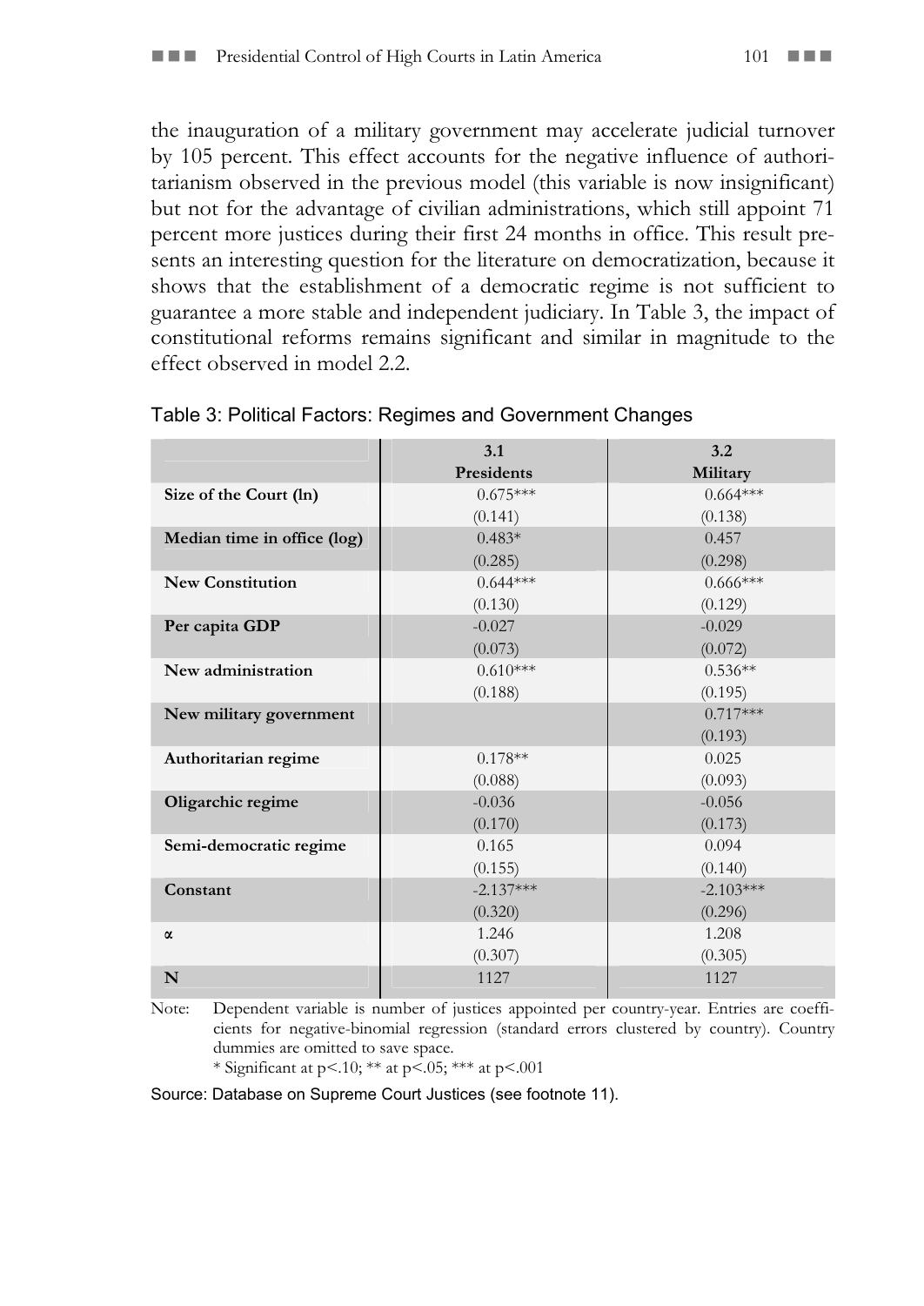the inauguration of a military government may accelerate judicial turnover by 105 percent. This effect accounts for the negative influence of authoritarianism observed in the previous model (this variable is now insignificant) but not for the advantage of civilian administrations, which still appoint 71 percent more justices during their first 24 months in office. This result presents an interesting question for the literature on democratization, because it shows that the establishment of a democratic regime is not sufficient to guarantee a more stable and independent judiciary. In Table 3, the impact of constitutional reforms remains significant and similar in magnitude to the effect observed in model 2.2.

Table 3: Political Factors: Regimes and Government Changes

| | 3.1 Presidents | 3.2 Military |
|---|---|---|
| **Size of the Court (ln)** | 0.675*** | 0.664*** |
| | (0.141) | (0.138) |
| **Median time in office (log)** | 0.483* | 0.457 |
| | (0.285) | (0.298) |
| **New Constitution** | 0.644*** | 0.666*** |
| | (0.130) | (0.129) |
| **Per capita GDP** | -0.027 | -0.029 |
| | (0.073) | (0.072) |
| **New administration** | 0.610*** | 0.536** |
| | (0.188) | (0.195) |
| **New military government** | | 0.717*** |
| | | (0.193) |
| **Authoritarian regime** | 0.178** | 0.025 |
| | (0.088) | (0.093) |
| **Oligarchic regime** | -0.036 | -0.056 |
| | (0.170) | (0.173) |
| **Semi-democratic regime** | 0.165 | 0.094 |
| | (0.155) | (0.140) |
| **Constant** | -2.137*** | -2.103*** |
| | (0.320) | (0.296) |
| $\alpha$ | 1.246 | 1.208 |
| | (0.307) | (0.305) |
| **N** | 1127 | 1127 |

Note: Dependent variable is number of justices appointed per country-year. Entries are coefficients for negative-binomial regression (standard errors clustered by country). Country dummies are omitted to save space.
\* Significant at $p<.10$; ** at $p<.05$; *** at $p<.001$

Source: Database on Supreme Court Justices (see footnote 11).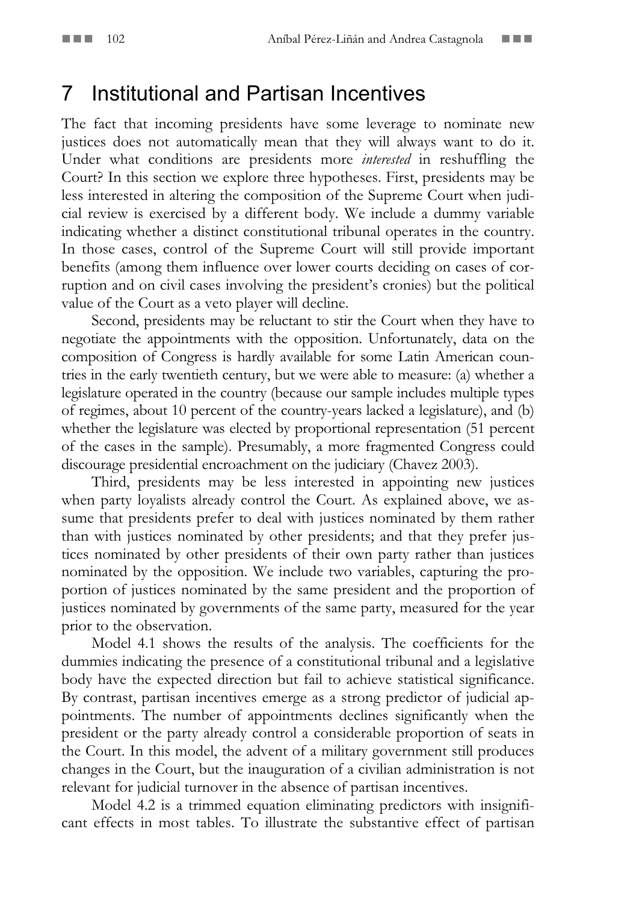# 7 Institutional and Partisan Incentives

The fact that incoming presidents have some leverage to nominate new justices does not automatically mean that they will always want to do it. Under what conditions are presidents more *interested* in reshuffling the Court? In this section we explore three hypotheses. First, presidents may be less interested in altering the composition of the Supreme Court when judicial review is exercised by a different body. We include a dummy variable indicating whether a distinct constitutional tribunal operates in the country. In those cases, control of the Supreme Court will still provide important benefits (among them influence over lower courts deciding on cases of corruption and on civil cases involving the president's cronies) but the political value of the Court as a veto player will decline.

Second, presidents may be reluctant to stir the Court when they have to negotiate the appointments with the opposition. Unfortunately, data on the composition of Congress is hardly available for some Latin American countries in the early twentieth century, but we were able to measure: (a) whether a legislature operated in the country (because our sample includes multiple types of regimes, about 10 percent of the country-years lacked a legislature), and (b) whether the legislature was elected by proportional representation (51 percent of the cases in the sample). Presumably, a more fragmented Congress could discourage presidential encroachment on the judiciary (Chavez 2003).

Third, presidents may be less interested in appointing new justices when party loyalists already control the Court. As explained above, we assume that presidents prefer to deal with justices nominated by them rather than with justices nominated by other presidents; and that they prefer justices nominated by other presidents of their own party rather than justices nominated by the opposition. We include two variables, capturing the proportion of justices nominated by the same president and the proportion of justices nominated by governments of the same party, measured for the year prior to the observation.

Model 4.1 shows the results of the analysis. The coefficients for the dummies indicating the presence of a constitutional tribunal and a legislative body have the expected direction but fail to achieve statistical significance. By contrast, partisan incentives emerge as a strong predictor of judicial appointments. The number of appointments declines significantly when the president or the party already control a considerable proportion of seats in the Court. In this model, the advent of a military government still produces changes in the Court, but the inauguration of a civilian administration is not relevant for judicial turnover in the absence of partisan incentives.

Model 4.2 is a trimmed equation eliminating predictors with insignificant effects in most tables. To illustrate the substantive effect of partisan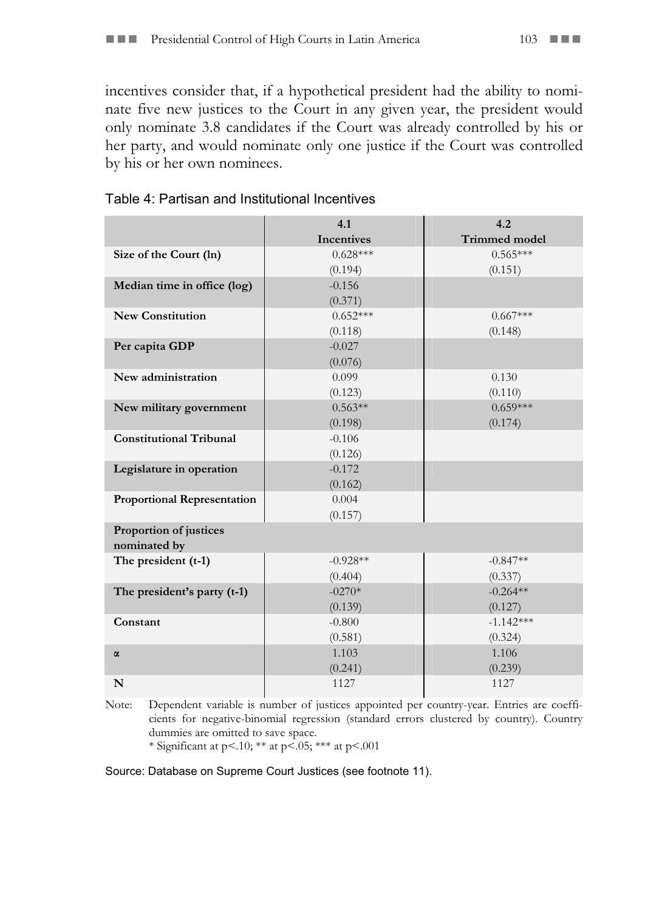incentives consider that, if a hypothetical president had the ability to nominate five new justices to the Court in any given year, the president would only nominate 3.8 candidates if the Court was already controlled by his or her party, and would nominate only one justice if the Court was controlled by his or her own nominees.

Table 4: Partisan and Institutional Incentives

| | 4.1<br>Incentives | 4.2<br>Trimmed model |
|---|---|---|
| **Size of the Court (ln)** | 0.628***<br>(0.194) | 0.565***<br>(0.151) |
| **Median time in office (log)** | -0.156<br>(0.371) | |
| **New Constitution** | 0.652***<br>(0.118) | 0.667***<br>(0.148) |
| **Per capita GDP** | -0.027<br>(0.076) | |
| **New administration** | 0.099<br>(0.123) | 0.130<br>(0.110) |
| **New military government** | 0.563**<br>(0.198) | 0.659***<br>(0.174) |
| **Constitutional Tribunal** | -0.106<br>(0.126) | |
| **Legislature in operation** | -0.172<br>(0.162) | |
| **Proportional Representation** | 0.004<br>(0.157) | |
| **Proportion of justices nominated by** | | |
| **The president (t-1)** | -0.928**<br>(0.404) | -0.847**<br>(0.337) |
| **The president's party (t-1)** | -0270*<br>(0.139) | -0.264**<br>(0.127) |
| **Constant** | -0.800<br>(0.581) | -1.142***<br>(0.324) |
| **α** | 1.103<br>(0.241) | 1.106<br>(0.239) |
| **N** | 1127 | 1127 |

Note: Dependent variable is number of justices appointed per country-year. Entries are coefficients for negative-binomial regression (standard errors clustered by country). Country dummies are omitted to save space.
\* Significant at $p<.10$; ** at $p<.05$; *** at $p<.001$

Source: Database on Supreme Court Justices (see footnote 11).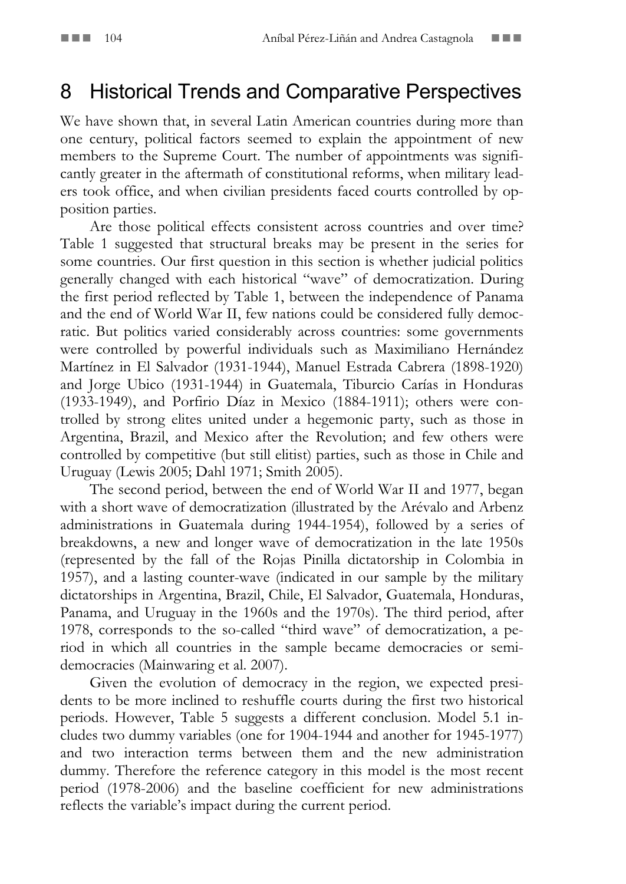## 8 Historical Trends and Comparative Perspectives

We have shown that, in several Latin American countries during more than one century, political factors seemed to explain the appointment of new members to the Supreme Court. The number of appointments was significantly greater in the aftermath of constitutional reforms, when military leaders took office, and when civilian presidents faced courts controlled by opposition parties.

Are those political effects consistent across countries and over time? Table 1 suggested that structural breaks may be present in the series for some countries. Our first question in this section is whether judicial politics generally changed with each historical "wave" of democratization. During the first period reflected by Table 1, between the independence of Panama and the end of World War II, few nations could be considered fully democratic. But politics varied considerably across countries: some governments were controlled by powerful individuals such as Maximiliano Hernández Martínez in El Salvador (1931-1944), Manuel Estrada Cabrera (1898-1920) and Jorge Ubico (1931-1944) in Guatemala, Tiburcio Carías in Honduras (1933-1949), and Porfirio Díaz in Mexico (1884-1911); others were controlled by strong elites united under a hegemonic party, such as those in Argentina, Brazil, and Mexico after the Revolution; and few others were controlled by competitive (but still elitist) parties, such as those in Chile and Uruguay (Lewis 2005; Dahl 1971; Smith 2005).

The second period, between the end of World War II and 1977, began with a short wave of democratization (illustrated by the Arévalo and Arbenz administrations in Guatemala during 1944-1954), followed by a series of breakdowns, a new and longer wave of democratization in the late 1950s (represented by the fall of the Rojas Pinilla dictatorship in Colombia in 1957), and a lasting counter-wave (indicated in our sample by the military dictatorships in Argentina, Brazil, Chile, El Salvador, Guatemala, Honduras, Panama, and Uruguay in the 1960s and the 1970s). The third period, after 1978, corresponds to the so-called "third wave" of democratization, a period in which all countries in the sample became democracies or semi-democracies (Mainwaring et al. 2007).

Given the evolution of democracy in the region, we expected presidents to be more inclined to reshuffle courts during the first two historical periods. However, Table 5 suggests a different conclusion. Model 5.1 includes two dummy variables (one for 1904-1944 and another for 1945-1977) and two interaction terms between them and the new administration dummy. Therefore the reference category in this model is the most recent period (1978-2006) and the baseline coefficient for new administrations reflects the variable's impact during the current period.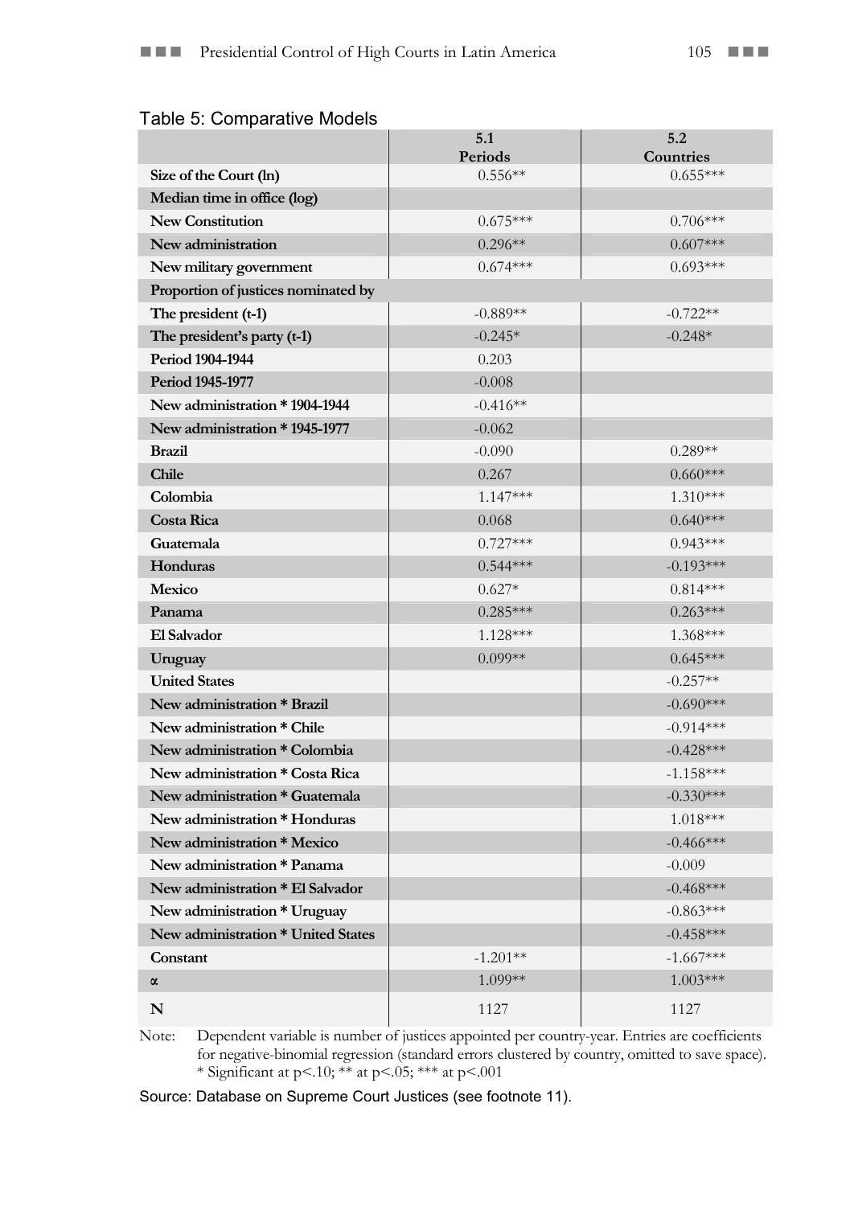Table 5: Comparative Models

| | 5.1 Periods | 5.2 Countries |
|---|---|---|
| **Size of the Court (ln)** | 0.556** | 0.655*** |
| **Median time in office (log)** | | |
| **New Constitution** | 0.675*** | 0.706*** |
| **New administration** | 0.296** | 0.607*** |
| **New military government** | 0.674*** | 0.693*** |
| **Proportion of justices nominated by** | | |
| **The president (t-1)** | -0.889** | -0.722** |
| **The president's party (t-1)** | -0.245* | -0.248* |
| **Period 1904-1944** | 0.203 | |
| **Period 1945-1977** | -0.008 | |
| **New administration * 1904-1944** | -0.416** | |
| **New administration * 1945-1977** | -0.062 | |
| **Brazil** | -0.090 | 0.289** |
| **Chile** | 0.267 | 0.660*** |
| **Colombia** | 1.147*** | 1.310*** |
| **Costa Rica** | 0.068 | 0.640*** |
| **Guatemala** | 0.727*** | 0.943*** |
| **Honduras** | 0.544*** | -0.193*** |
| **Mexico** | 0.627* | 0.814*** |
| **Panama** | 0.285*** | 0.263*** |
| **El Salvador** | 1.128*** | 1.368*** |
| **Uruguay** | 0.099** | 0.645*** |
| **United States** | | -0.257** |
| **New administration * Brazil** | | -0.690*** |
| **New administration * Chile** | | -0.914*** |
| **New administration * Colombia** | | -0.428*** |
| **New administration * Costa Rica** | | -1.158*** |
| **New administration * Guatemala** | | -0.330*** |
| **New administration * Honduras** | | 1.018*** |
| **New administration * Mexico** | | -0.466*** |
| **New administration * Panama** | | -0.009 |
| **New administration * El Salvador** | | -0.468*** |
| **New administration * Uruguay** | | -0.863*** |
| **New administration * United States** | | -0.458*** |
| **Constant** | -1.201** | -1.667*** |
| **α** | 1.099** | 1.003*** |
| **N** | 1127 | 1127 |

Note: Dependent variable is number of justices appointed per country-year. Entries are coefficients for negative-binomial regression (standard errors clustered by country, omitted to save space). * Significant at $p<.10$; ** at $p<.05$; *** at $p<.001$

Source: Database on Supreme Court Justices (see footnote 11).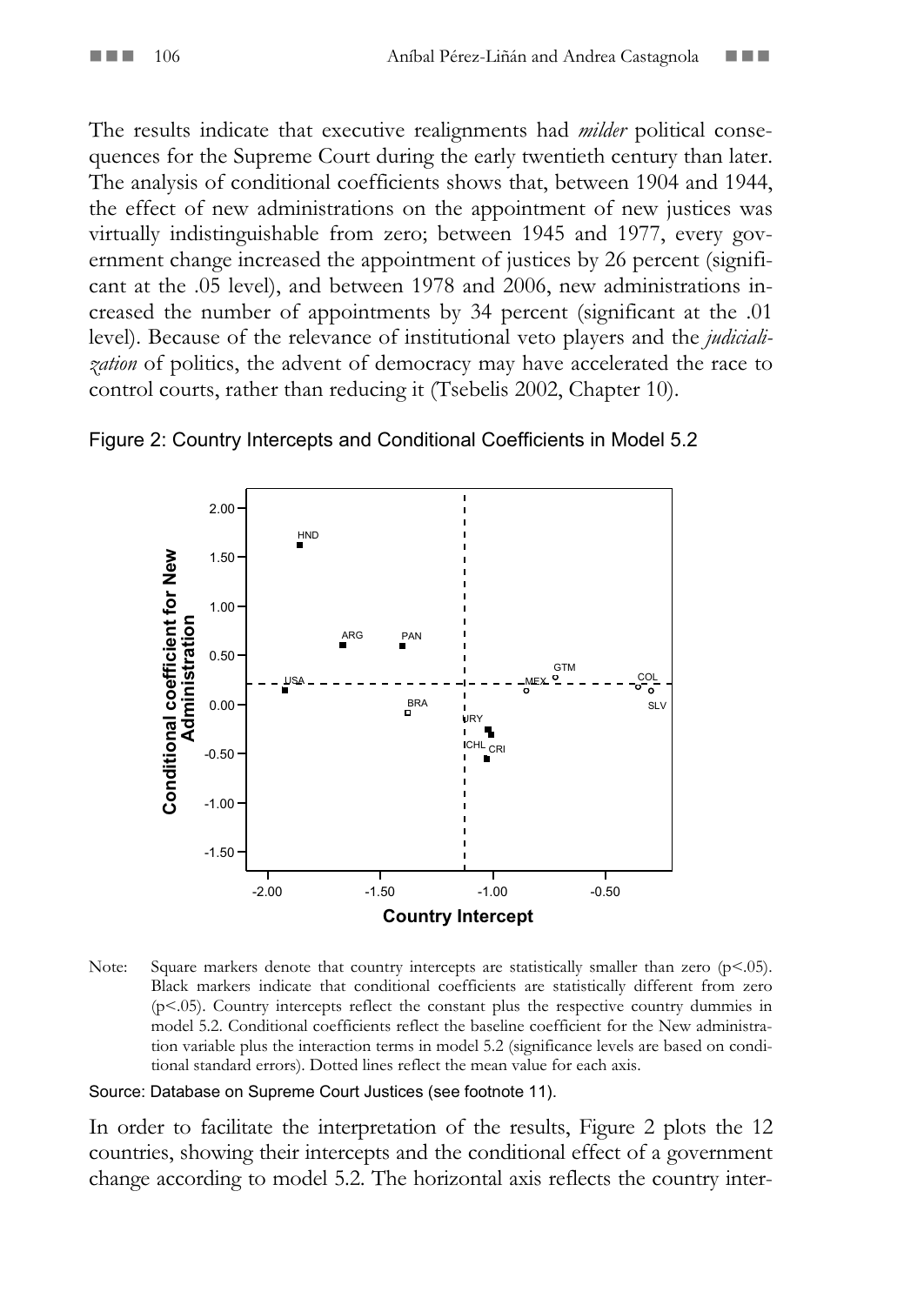The results indicate that executive realignments had *milder* political consequences for the Supreme Court during the early twentieth century than later. The analysis of conditional coefficients shows that, between 1904 and 1944, the effect of new administrations on the appointment of new justices was virtually indistinguishable from zero; between 1945 and 1977, every government change increased the appointment of justices by 26 percent (significant at the .05 level), and between 1978 and 2006, new administrations increased the number of appointments by 34 percent (significant at the .01 level). Because of the relevance of institutional veto players and the *judicialization* of politics, the advent of democracy may have accelerated the race to control courts, rather than reducing it (Tsebelis 2002, Chapter 10).

Figure 2: Country Intercepts and Conditional Coefficients in Model 5.2

Note: Square markers denote that country intercepts are statistically smaller than zero ($p<.05$). Black markers indicate that conditional coefficients are statistically different from zero ($p<.05$). Country intercepts reflect the constant plus the respective country dummies in model 5.2. Conditional coefficients reflect the baseline coefficient for the New administration variable plus the interaction terms in model 5.2 (significance levels are based on conditional standard errors). Dotted lines reflect the mean value for each axis.

Source: Database on Supreme Court Justices (see footnote 11).

In order to facilitate the interpretation of the results, Figure 2 plots the 12 countries, showing their intercepts and the conditional effect of a government change according to model 5.2. The horizontal axis reflects the country inter-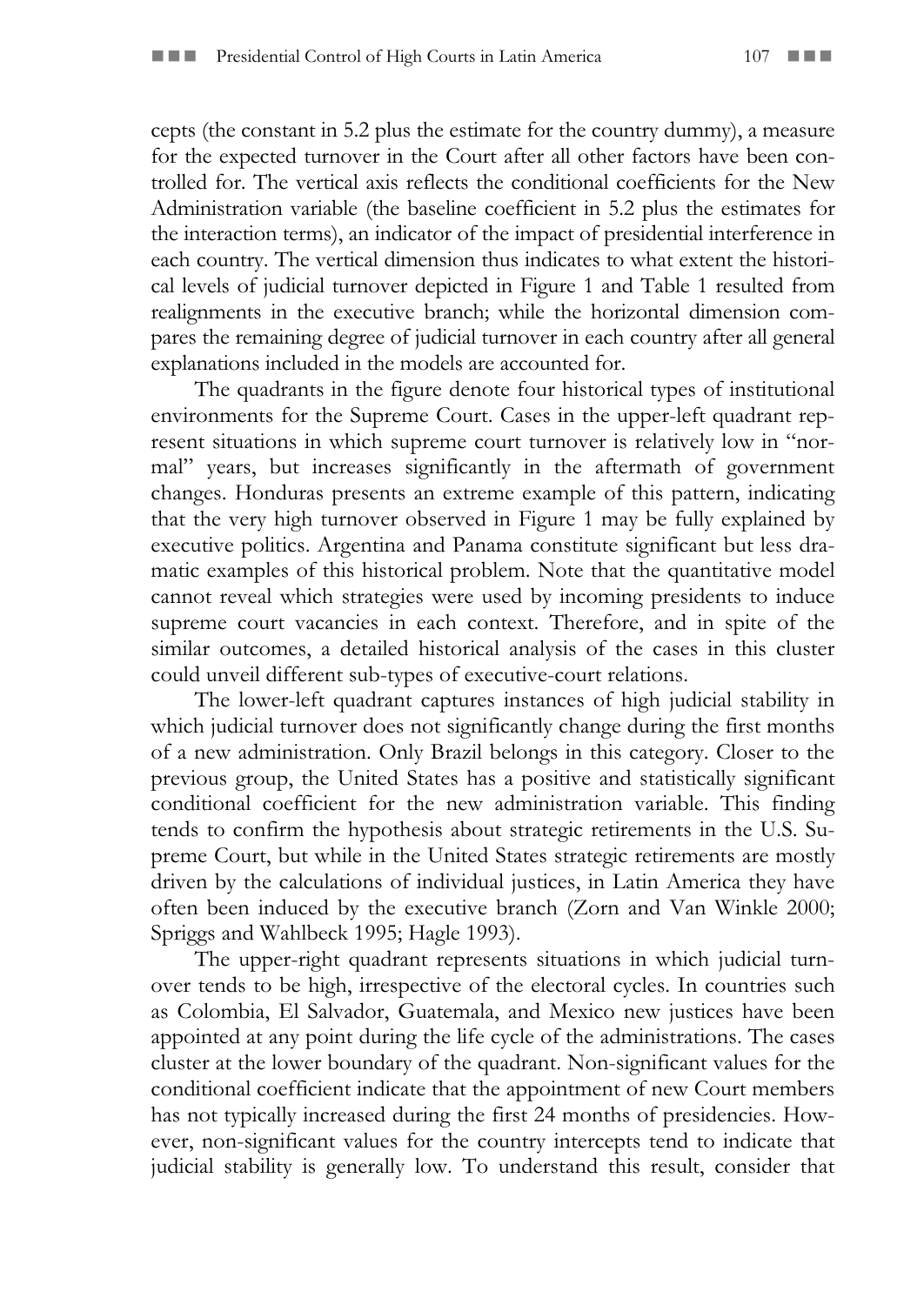cepts (the constant in 5.2 plus the estimate for the country dummy), a measure for the expected turnover in the Court after all other factors have been controlled for. The vertical axis reflects the conditional coefficients for the New Administration variable (the baseline coefficient in 5.2 plus the estimates for the interaction terms), an indicator of the impact of presidential interference in each country. The vertical dimension thus indicates to what extent the historical levels of judicial turnover depicted in Figure 1 and Table 1 resulted from realignments in the executive branch; while the horizontal dimension compares the remaining degree of judicial turnover in each country after all general explanations included in the models are accounted for.

The quadrants in the figure denote four historical types of institutional environments for the Supreme Court. Cases in the upper-left quadrant represent situations in which supreme court turnover is relatively low in "normal" years, but increases significantly in the aftermath of government changes. Honduras presents an extreme example of this pattern, indicating that the very high turnover observed in Figure 1 may be fully explained by executive politics. Argentina and Panama constitute significant but less dramatic examples of this historical problem. Note that the quantitative model cannot reveal which strategies were used by incoming presidents to induce supreme court vacancies in each context. Therefore, and in spite of the similar outcomes, a detailed historical analysis of the cases in this cluster could unveil different sub-types of executive-court relations.

The lower-left quadrant captures instances of high judicial stability in which judicial turnover does not significantly change during the first months of a new administration. Only Brazil belongs in this category. Closer to the previous group, the United States has a positive and statistically significant conditional coefficient for the new administration variable. This finding tends to confirm the hypothesis about strategic retirements in the U.S. Supreme Court, but while in the United States strategic retirements are mostly driven by the calculations of individual justices, in Latin America they have often been induced by the executive branch (Zorn and Van Winkle 2000; Spriggs and Wahlbeck 1995; Hagle 1993).

The upper-right quadrant represents situations in which judicial turnover tends to be high, irrespective of the electoral cycles. In countries such as Colombia, El Salvador, Guatemala, and Mexico new justices have been appointed at any point during the life cycle of the administrations. The cases cluster at the lower boundary of the quadrant. Non-significant values for the conditional coefficient indicate that the appointment of new Court members has not typically increased during the first 24 months of presidencies. However, non-significant values for the country intercepts tend to indicate that judicial stability is generally low. To understand this result, consider that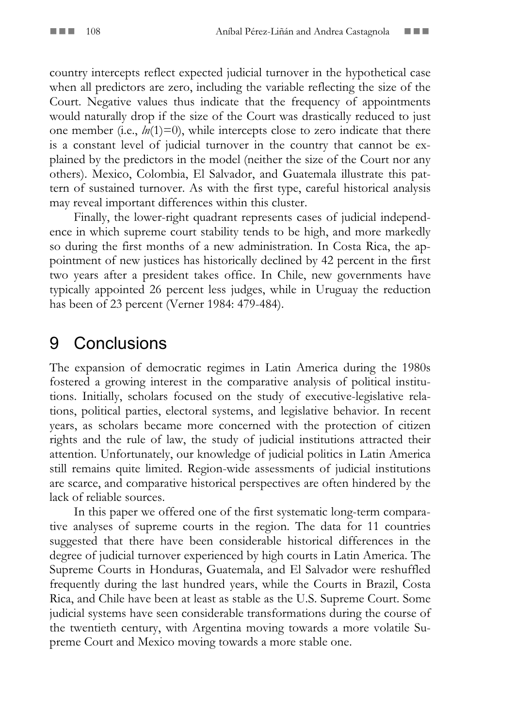country intercepts reflect expected judicial turnover in the hypothetical case when all predictors are zero, including the variable reflecting the size of the Court. Negative values thus indicate that the frequency of appointments would naturally drop if the size of the Court was drastically reduced to just one member (i.e., $ln(1)=0$), while intercepts close to zero indicate that there is a constant level of judicial turnover in the country that cannot be explained by the predictors in the model (neither the size of the Court nor any others). Mexico, Colombia, El Salvador, and Guatemala illustrate this pattern of sustained turnover. As with the first type, careful historical analysis may reveal important differences within this cluster.

Finally, the lower-right quadrant represents cases of judicial independence in which supreme court stability tends to be high, and more markedly so during the first months of a new administration. In Costa Rica, the appointment of new justices has historically declined by 42 percent in the first two years after a president takes office. In Chile, new governments have typically appointed 26 percent less judges, while in Uruguay the reduction has been of 23 percent (Verner 1984: 479-484).

## 9 Conclusions

The expansion of democratic regimes in Latin America during the 1980s fostered a growing interest in the comparative analysis of political institutions. Initially, scholars focused on the study of executive-legislative relations, political parties, electoral systems, and legislative behavior. In recent years, as scholars became more concerned with the protection of citizen rights and the rule of law, the study of judicial institutions attracted their attention. Unfortunately, our knowledge of judicial politics in Latin America still remains quite limited. Region-wide assessments of judicial institutions are scarce, and comparative historical perspectives are often hindered by the lack of reliable sources.

In this paper we offered one of the first systematic long-term comparative analyses of supreme courts in the region. The data for 11 countries suggested that there have been considerable historical differences in the degree of judicial turnover experienced by high courts in Latin America. The Supreme Courts in Honduras, Guatemala, and El Salvador were reshuffled frequently during the last hundred years, while the Courts in Brazil, Costa Rica, and Chile have been at least as stable as the U.S. Supreme Court. Some judicial systems have seen considerable transformations during the course of the twentieth century, with Argentina moving towards a more volatile Supreme Court and Mexico moving towards a more stable one.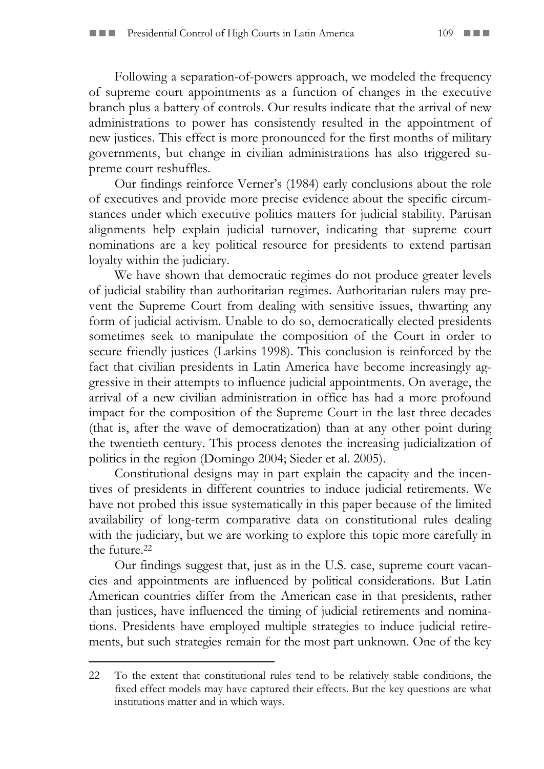Following a separation-of-powers approach, we modeled the frequency of supreme court appointments as a function of changes in the executive branch plus a battery of controls. Our results indicate that the arrival of new administrations to power has consistently resulted in the appointment of new justices. This effect is more pronounced for the first months of military governments, but change in civilian administrations has also triggered supreme court reshuffles.

Our findings reinforce Verner's (1984) early conclusions about the role of executives and provide more precise evidence about the specific circumstances under which executive politics matters for judicial stability. Partisan alignments help explain judicial turnover, indicating that supreme court nominations are a key political resource for presidents to extend partisan loyalty within the judiciary.

We have shown that democratic regimes do not produce greater levels of judicial stability than authoritarian regimes. Authoritarian rulers may prevent the Supreme Court from dealing with sensitive issues, thwarting any form of judicial activism. Unable to do so, democratically elected presidents sometimes seek to manipulate the composition of the Court in order to secure friendly justices (Larkins 1998). This conclusion is reinforced by the fact that civilian presidents in Latin America have become increasingly aggressive in their attempts to influence judicial appointments. On average, the arrival of a new civilian administration in office has had a more profound impact for the composition of the Supreme Court in the last three decades (that is, after the wave of democratization) than at any other point during the twentieth century. This process denotes the increasing judicialization of politics in the region (Domingo 2004; Sieder et al. 2005).

Constitutional designs may in part explain the capacity and the incentives of presidents in different countries to induce judicial retirements. We have not probed this issue systematically in this paper because of the limited availability of long-term comparative data on constitutional rules dealing with the judiciary, but we are working to explore this topic more carefully in the future.[22]

Our findings suggest that, just as in the U.S. case, supreme court vacancies and appointments are influenced by political considerations. But Latin American countries differ from the American case in that presidents, rather than justices, have influenced the timing of judicial retirements and nominations. Presidents have employed multiple strategies to induce judicial retirements, but such strategies remain for the most part unknown. One of the key

22 To the extent that constitutional rules tend to be relatively stable conditions, the fixed effect models may have captured their effects. But the key questions are what institutions matter and in which ways.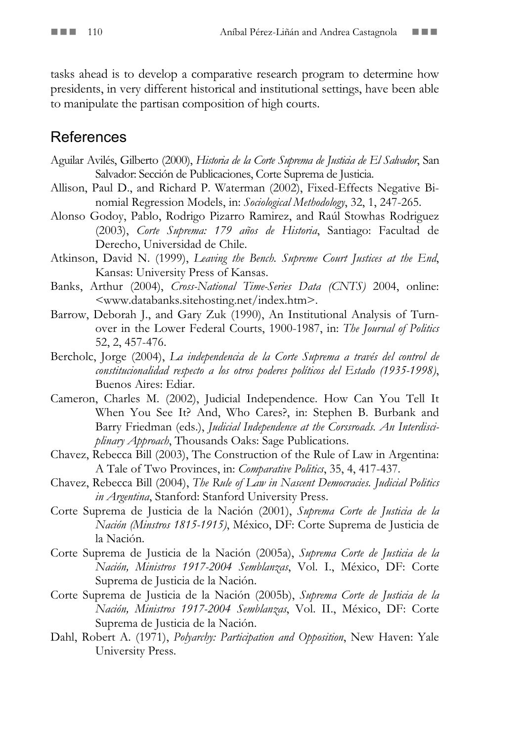tasks ahead is to develop a comparative research program to determine how presidents, in very different historical and institutional settings, have been able to manipulate the partisan composition of high courts.

## References

Aguilar Avilés, Gilberto (2000), *Historia de la Corte Suprema de Justicia de El Salvador*, San Salvador: Sección de Publicaciones, Corte Suprema de Justicia.

Allison, Paul D., and Richard P. Waterman (2002), Fixed-Effects Negative Binomial Regression Models, in: *Sociological Methodology*, 32, 1, 247-265.

Alonso Godoy, Pablo, Rodrigo Pizarro Ramirez, and Raúl Stowhas Rodriguez (2003), *Corte Suprema: 179 años de Historia*, Santiago: Facultad de Derecho, Universidad de Chile.

Atkinson, David N. (1999), *Leaving the Bench. Supreme Court Justices at the End*, Kansas: University Press of Kansas.

Banks, Arthur (2004), *Cross-National Time-Series Data (CNTS)* 2004, online: <www.databanks.sitehosting.net/index.htm>.

Barrow, Deborah J., and Gary Zuk (1990), An Institutional Analysis of Turnover in the Lower Federal Courts, 1900-1987, in: *The Journal of Politics* 52, 2, 457-476.

Bercholc, Jorge (2004), *La independencia de la Corte Suprema a través del control de constitucionalidad respecto a los otros poderes políticos del Estado (1935-1998)*, Buenos Aires: Ediar.

Cameron, Charles M. (2002), Judicial Independence. How Can You Tell It When You See It? And, Who Cares?, in: Stephen B. Burbank and Barry Friedman (eds.), *Judicial Independence at the Corssroads. An Interdisciplinary Approach*, Thousands Oaks: Sage Publications.

Chavez, Rebecca Bill (2003), The Construction of the Rule of Law in Argentina: A Tale of Two Provinces, in: *Comparative Politics*, 35, 4, 417-437.

Chavez, Rebecca Bill (2004), *The Rule of Law in Nascent Democracies. Judicial Politics in Argentina*, Stanford: Stanford University Press.

Corte Suprema de Justicia de la Nación (2001), *Suprema Corte de Justicia de la Nación (Minstros 1815-1915)*, México, DF: Corte Suprema de Justicia de la Nación.

Corte Suprema de Justicia de la Nación (2005a), *Suprema Corte de Justicia de la Nación, Ministros 1917-2004 Semblanzas*, Vol. I., México, DF: Corte Suprema de Justicia de la Nación.

Corte Suprema de Justicia de la Nación (2005b), *Suprema Corte de Justicia de la Nación, Ministros 1917-2004 Semblanzas*, Vol. II., México, DF: Corte Suprema de Justicia de la Nación.

Dahl, Robert A. (1971), *Polyarchy: Participation and Opposition*, New Haven: Yale University Press.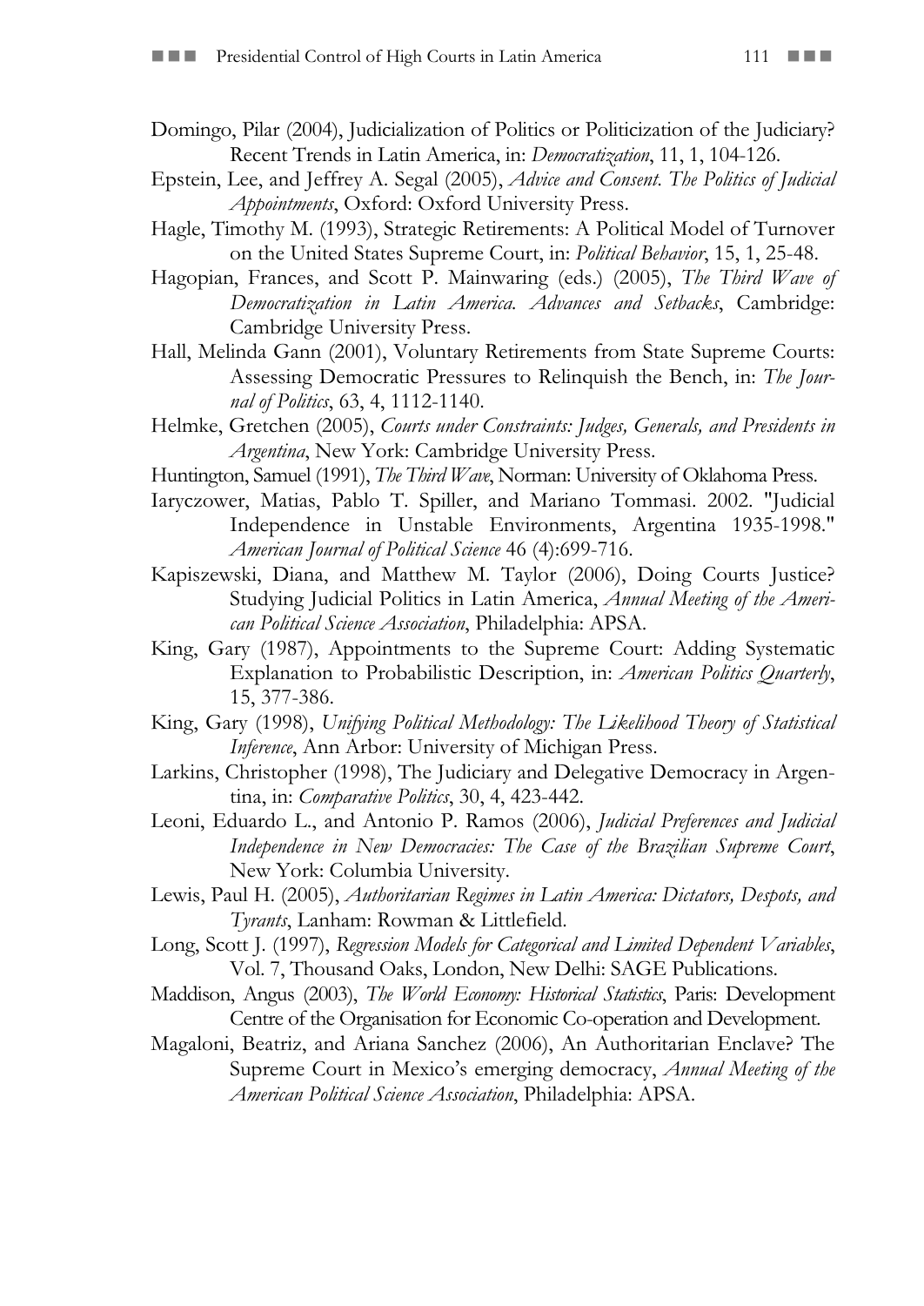Domingo, Pilar (2004), Judicialization of Politics or Politicization of the Judiciary? Recent Trends in Latin America, in: *Democratization*, 11, 1, 104-126.

Epstein, Lee, and Jeffrey A. Segal (2005), *Advice and Consent. The Politics of Judicial Appointments*, Oxford: Oxford University Press.

Hagle, Timothy M. (1993), Strategic Retirements: A Political Model of Turnover on the United States Supreme Court, in: *Political Behavior*, 15, 1, 25-48.

Hagopian, Frances, and Scott P. Mainwaring (eds.) (2005), *The Third Wave of Democratization in Latin America. Advances and Setbacks*, Cambridge: Cambridge University Press.

Hall, Melinda Gann (2001), Voluntary Retirements from State Supreme Courts: Assessing Democratic Pressures to Relinquish the Bench, in: *The Journal of Politics*, 63, 4, 1112-1140.

Helmke, Gretchen (2005), *Courts under Constraints: Judges, Generals, and Presidents in Argentina*, New York: Cambridge University Press.

Huntington, Samuel (1991), *The Third Wave*, Norman: University of Oklahoma Press.

Iaryczower, Matias, Pablo T. Spiller, and Mariano Tommasi. 2002. "Judicial Independence in Unstable Environments, Argentina 1935-1998." *American Journal of Political Science* 46 (4):699-716.

Kapiszewski, Diana, and Matthew M. Taylor (2006), Doing Courts Justice? Studying Judicial Politics in Latin America, *Annual Meeting of the American Political Science Association*, Philadelphia: APSA.

King, Gary (1987), Appointments to the Supreme Court: Adding Systematic Explanation to Probabilistic Description, in: *American Politics Quarterly*, 15, 377-386.

King, Gary (1998), *Unifying Political Methodology: The Likelihood Theory of Statistical Inference*, Ann Arbor: University of Michigan Press.

Larkins, Christopher (1998), The Judiciary and Delegative Democracy in Argentina, in: *Comparative Politics*, 30, 4, 423-442.

Leoni, Eduardo L., and Antonio P. Ramos (2006), *Judicial Preferences and Judicial Independence in New Democracies: The Case of the Brazilian Supreme Court*, New York: Columbia University.

Lewis, Paul H. (2005), *Authoritarian Regimes in Latin America: Dictators, Despots, and Tyrants*, Lanham: Rowman & Littlefield.

Long, Scott J. (1997), *Regression Models for Categorical and Limited Dependent Variables*, Vol. 7, Thousand Oaks, London, New Delhi: SAGE Publications.

Maddison, Angus (2003), *The World Economy: Historical Statistics*, Paris: Development Centre of the Organisation for Economic Co-operation and Development.

Magaloni, Beatriz, and Ariana Sanchez (2006), An Authoritarian Enclave? The Supreme Court in Mexico's emerging democracy, *Annual Meeting of the American Political Science Association*, Philadelphia: APSA.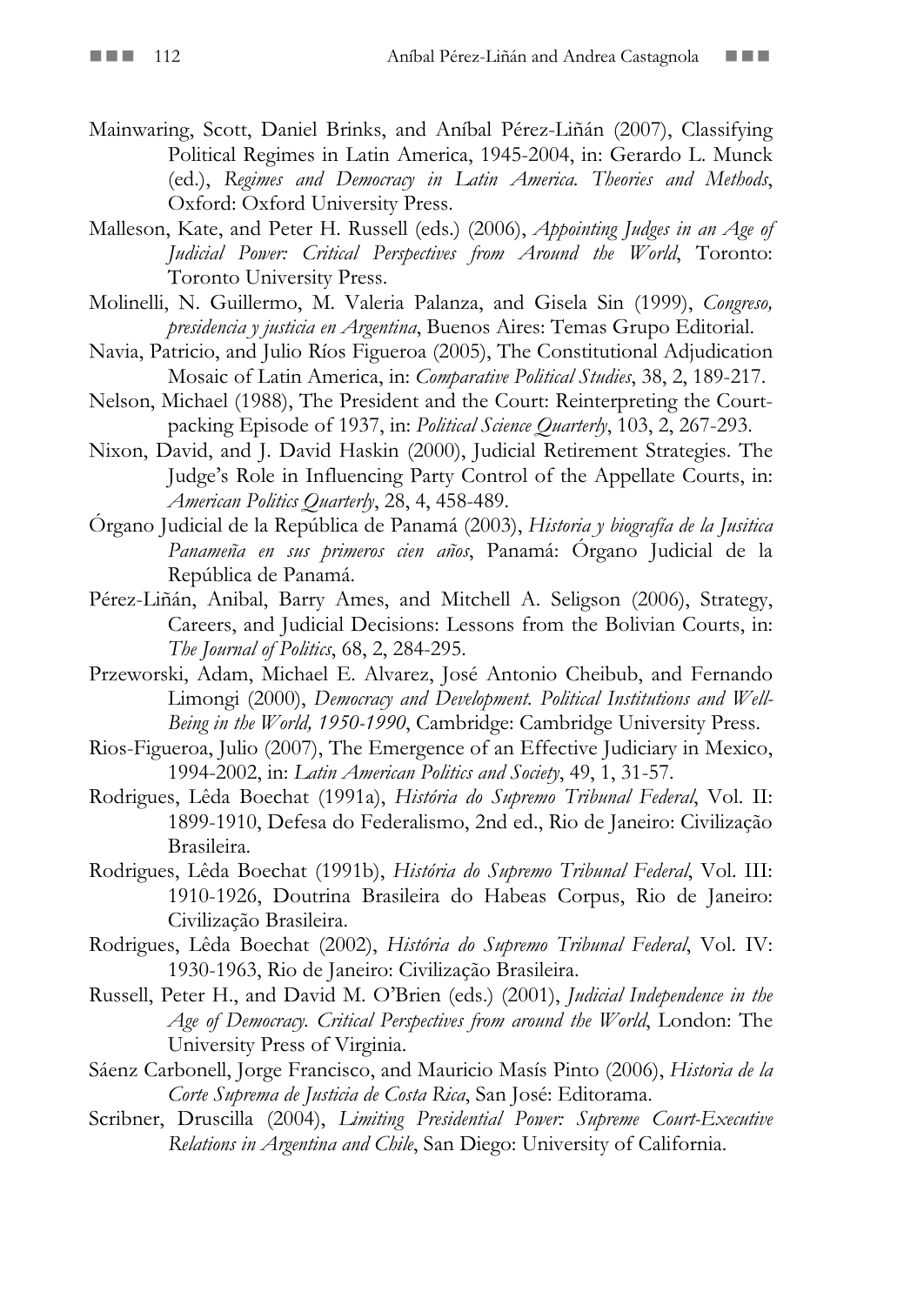Mainwaring, Scott, Daniel Brinks, and Aníbal Pérez-Liñán (2007), Classifying Political Regimes in Latin America, 1945-2004, in: Gerardo L. Munck (ed.), *Regimes and Democracy in Latin America. Theories and Methods*, Oxford: Oxford University Press.

Malleson, Kate, and Peter H. Russell (eds.) (2006), *Appointing Judges in an Age of Judicial Power: Critical Perspectives from Around the World*, Toronto: Toronto University Press.

Molinelli, N. Guillermo, M. Valeria Palanza, and Gisela Sin (1999), *Congreso, presidencia y justicia en Argentina*, Buenos Aires: Temas Grupo Editorial.

Navia, Patricio, and Julio Ríos Figueroa (2005), The Constitutional Adjudication Mosaic of Latin America, in: *Comparative Political Studies*, 38, 2, 189-217.

Nelson, Michael (1988), The President and the Court: Reinterpreting the Court-packing Episode of 1937, in: *Political Science Quarterly*, 103, 2, 267-293.

Nixon, David, and J. David Haskin (2000), Judicial Retirement Strategies. The Judge's Role in Influencing Party Control of the Appellate Courts, in: *American Politics Quarterly*, 28, 4, 458-489.

Órgano Judicial de la República de Panamá (2003), *Historia y biografía de la Jusitica Panameña en sus primeros cien años*, Panamá: Órgano Judicial de la República de Panamá.

Pérez-Liñán, Anibal, Barry Ames, and Mitchell A. Seligson (2006), Strategy, Careers, and Judicial Decisions: Lessons from the Bolivian Courts, in: *The Journal of Politics*, 68, 2, 284-295.

Przeworski, Adam, Michael E. Alvarez, José Antonio Cheibub, and Fernando Limongi (2000), *Democracy and Development. Political Institutions and Well-Being in the World, 1950-1990*, Cambridge: Cambridge University Press.

Rios-Figueroa, Julio (2007), The Emergence of an Effective Judiciary in Mexico, 1994-2002, in: *Latin American Politics and Society*, 49, 1, 31-57.

Rodrigues, Lêda Boechat (1991a), *História do Supremo Tribunal Federal*, Vol. II: 1899-1910, Defesa do Federalismo, 2nd ed., Rio de Janeiro: Civilização Brasileira.

Rodrigues, Lêda Boechat (1991b), *História do Supremo Tribunal Federal*, Vol. III: 1910-1926, Doutrina Brasileira do Habeas Corpus, Rio de Janeiro: Civilização Brasileira.

Rodrigues, Lêda Boechat (2002), *História do Supremo Tribunal Federal*, Vol. IV: 1930-1963, Rio de Janeiro: Civilização Brasileira.

Russell, Peter H., and David M. O'Brien (eds.) (2001), *Judicial Independence in the Age of Democracy. Critical Perspectives from around the World*, London: The University Press of Virginia.

Sáenz Carbonell, Jorge Francisco, and Mauricio Masís Pinto (2006), *Historia de la Corte Suprema de Justicia de Costa Rica*, San José: Editorama.

Scribner, Druscilla (2004), *Limiting Presidential Power: Supreme Court-Executive Relations in Argentina and Chile*, San Diego: University of California.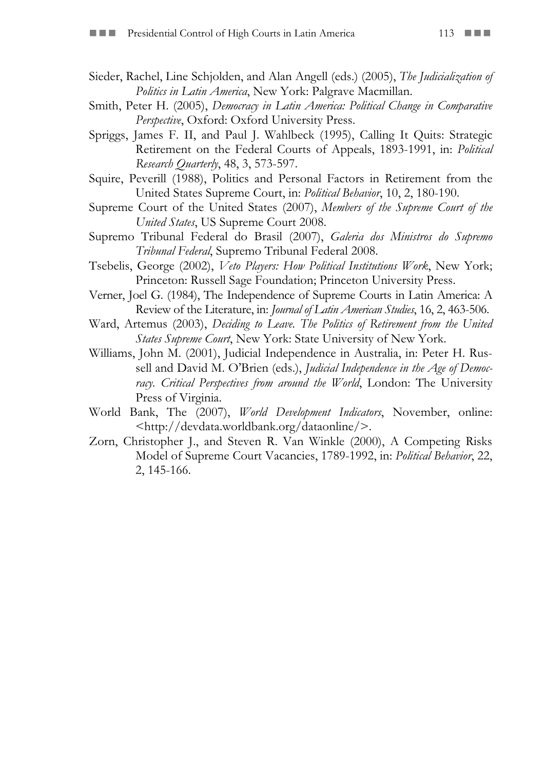Sieder, Rachel, Line Schjolden, and Alan Angell (eds.) (2005), *The Judicialization of Politics in Latin America*, New York: Palgrave Macmillan.

Smith, Peter H. (2005), *Democracy in Latin America: Political Change in Comparative Perspective*, Oxford: Oxford University Press.

Spriggs, James F. II, and Paul J. Wahlbeck (1995), Calling It Quits: Strategic Retirement on the Federal Courts of Appeals, 1893-1991, in: *Political Research Quarterly*, 48, 3, 573-597.

Squire, Peverill (1988), Politics and Personal Factors in Retirement from the United States Supreme Court, in: *Political Behavior*, 10, 2, 180-190.

Supreme Court of the United States (2007), *Members of the Supreme Court of the United States*, US Supreme Court 2008.

Supremo Tribunal Federal do Brasil (2007), *Galeria dos Ministros do Supremo Tribunal Federal*, Supremo Tribunal Federal 2008.

Tsebelis, George (2002), *Veto Players: How Political Institutions Work*, New York; Princeton: Russell Sage Foundation; Princeton University Press.

Verner, Joel G. (1984), The Independence of Supreme Courts in Latin America: A Review of the Literature, in: *Journal of Latin American Studies*, 16, 2, 463-506.

Ward, Artemus (2003), *Deciding to Leave. The Politics of Retirement from the United States Supreme Court*, New York: State University of New York.

Williams, John M. (2001), Judicial Independence in Australia, in: Peter H. Russell and David M. O'Brien (eds.), *Judicial Independence in the Age of Democracy. Critical Perspectives from around the World*, London: The University Press of Virginia.

World Bank, The (2007), *World Development Indicators*, November, online: <http://devdata.worldbank.org/dataonline/>.

Zorn, Christopher J., and Steven R. Van Winkle (2000), A Competing Risks Model of Supreme Court Vacancies, 1789-1992, in: *Political Behavior*, 22, 2, 145-166.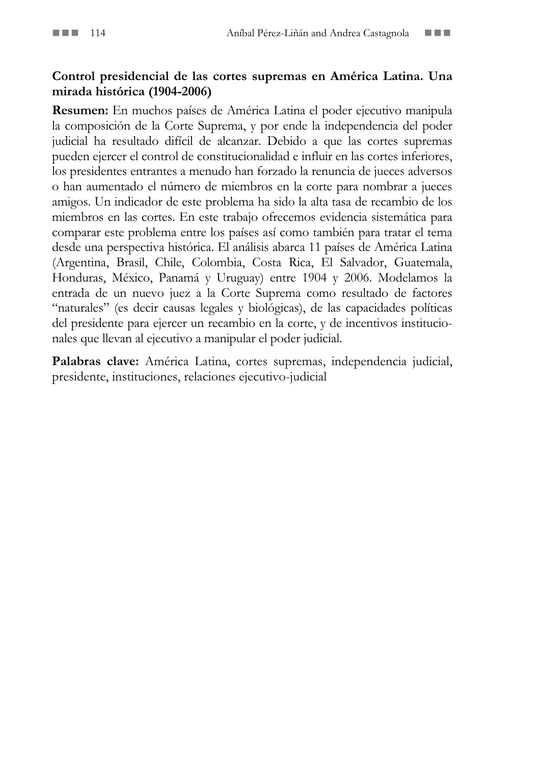**Control presidencial de las cortes supremas en América Latina. Una mirada histórica (1904-2006)**

**Resumen:** En muchos países de América Latina el poder ejecutivo manipula la composición de la Corte Suprema, y por ende la independencia del poder judicial ha resultado difícil de alcanzar. Debido a que las cortes supremas pueden ejercer el control de constitucionalidad e influir en las cortes inferiores, los presidentes entrantes a menudo han forzado la renuncia de jueces adversos o han aumentado el número de miembros en la corte para nombrar a jueces amigos. Un indicador de este problema ha sido la alta tasa de recambio de los miembros en las cortes. En este trabajo ofrecemos evidencia sistemática para comparar este problema entre los países así como también para tratar el tema desde una perspectiva histórica. El análisis abarca 11 países de América Latina (Argentina, Brasil, Chile, Colombia, Costa Rica, El Salvador, Guatemala, Honduras, México, Panamá y Uruguay) entre 1904 y 2006. Modelamos la entrada de un nuevo juez a la Corte Suprema como resultado de factores "naturales" (es decir causas legales y biológicas), de las capacidades políticas del presidente para ejercer un recambio en la corte, y de incentivos institucionales que llevan al ejecutivo a manipular el poder judicial.

**Palabras clave:** América Latina, cortes supremas, independencia judicial, presidente, instituciones, relaciones ejecutivo-judicial